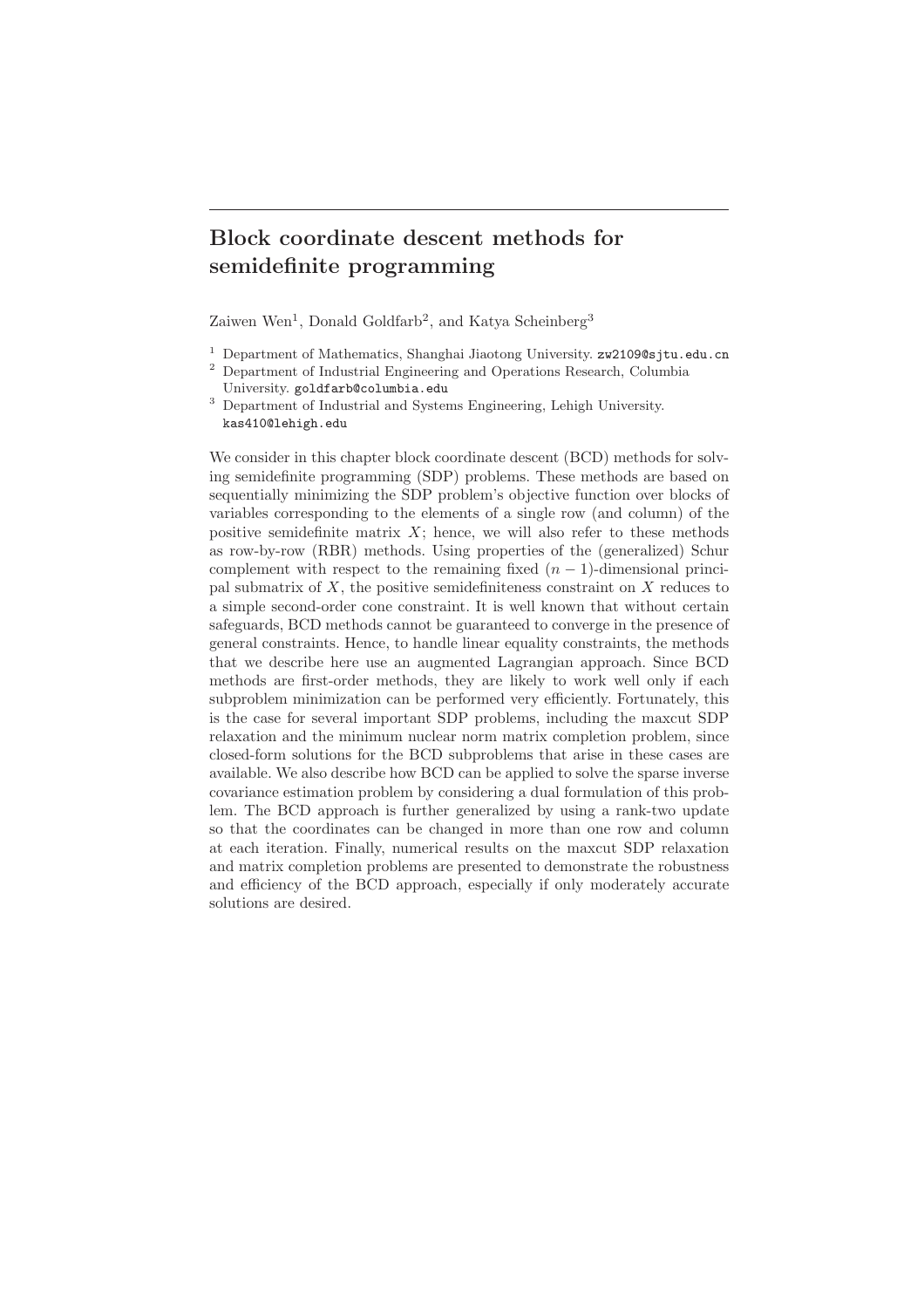# Block coordinate descent methods for semidefinite programming

Zaiwen Wen[1], Donald Goldfarb[2], and Katya Scheinberg[3]

[1] Department of Mathematics, Shanghai Jiaotong University. zw2109@sjtu.edu.cn

[2] Department of Industrial Engineering and Operations Research, Columbia University. goldfarb@columbia.edu

[3] Department of Industrial and Systems Engineering, Lehigh University. kas410@lehigh.edu

We consider in this chapter block coordinate descent (BCD) methods for solving semidefinite programming (SDP) problems. These methods are based on sequentially minimizing the SDP problem's objective function over blocks of variables corresponding to the elements of a single row (and column) of the positive semidefinite matrix $X$; hence, we will also refer to these methods as row-by-row (RBR) methods. Using properties of the (generalized) Schur complement with respect to the remaining fixed $(n-1)$-dimensional principal submatrix of $X$, the positive semidefiniteness constraint on $X$ reduces to a simple second-order cone constraint. It is well known that without certain safeguards, BCD methods cannot be guaranteed to converge in the presence of general constraints. Hence, to handle linear equality constraints, the methods that we describe here use an augmented Lagrangian approach. Since BCD methods are first-order methods, they are likely to work well only if each subproblem minimization can be performed very efficiently. Fortunately, this is the case for several important SDP problems, including the maxcut SDP relaxation and the minimum nuclear norm matrix completion problem, since closed-form solutions for the BCD subproblems that arise in these cases are available. We also describe how BCD can be applied to solve the sparse inverse covariance estimation problem by considering a dual formulation of this problem. The BCD approach is further generalized by using a rank-two update so that the coordinates can be changed in more than one row and column at each iteration. Finally, numerical results on the maxcut SDP relaxation and matrix completion problems are presented to demonstrate the robustness and efficiency of the BCD approach, especially if only moderately accurate solutions are desired.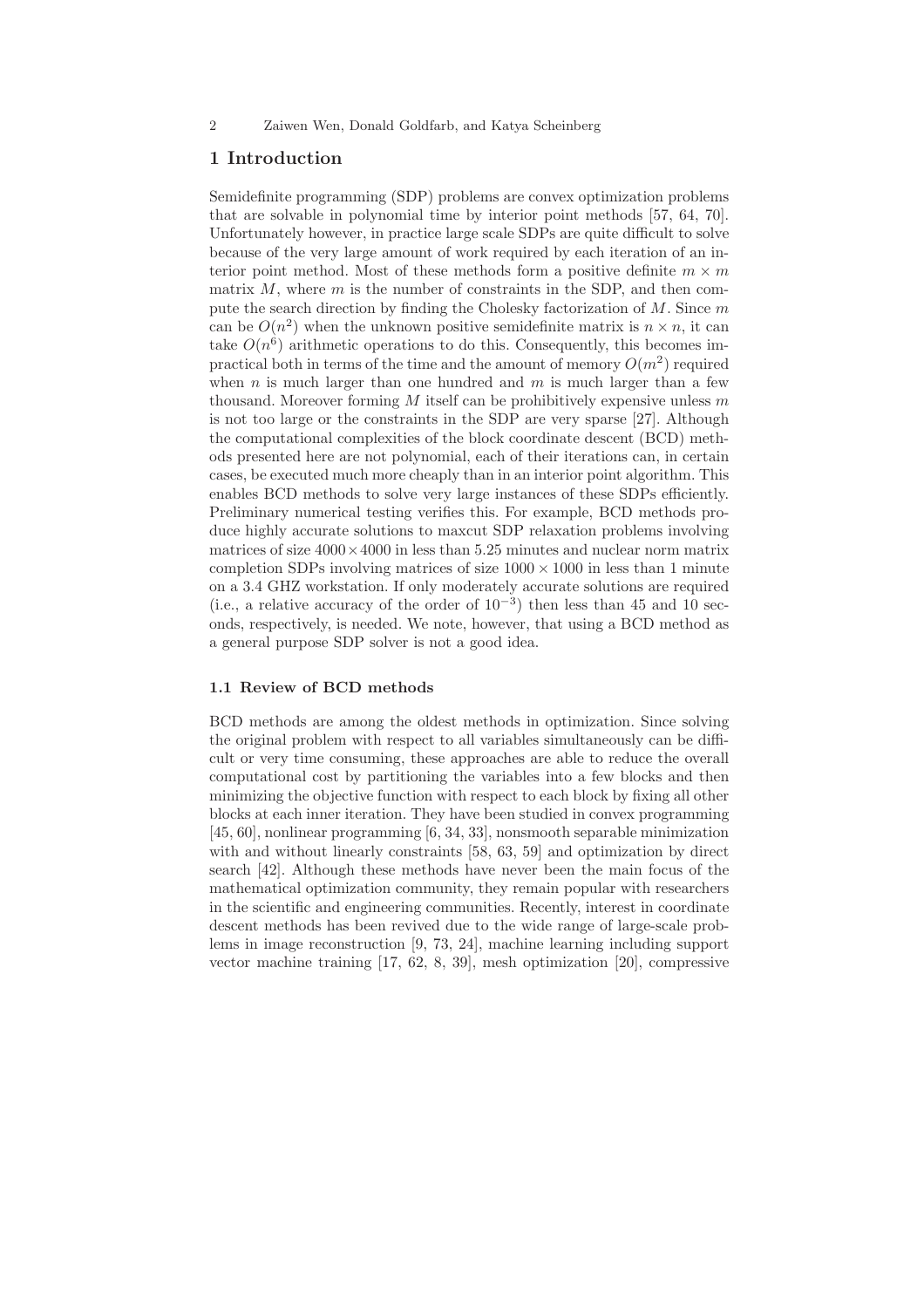## 1 Introduction

Semidefinite programming (SDP) problems are convex optimization problems that are solvable in polynomial time by interior point methods [57, 64, 70]. Unfortunately however, in practice large scale SDPs are quite difficult to solve because of the very large amount of work required by each iteration of an interior point method. Most of these methods form a positive definite $m \times m$ matrix $M$, where $m$ is the number of constraints in the SDP, and then compute the search direction by finding the Cholesky factorization of $M$. Since $m$ can be $O(n^2)$ when the unknown positive semidefinite matrix is $n \times n$, it can take $O(n^6)$ arithmetic operations to do this. Consequently, this becomes impractical both in terms of the time and the amount of memory $O(m^2)$ required when $n$ is much larger than one hundred and $m$ is much larger than a few thousand. Moreover forming $M$ itself can be prohibitively expensive unless $m$ is not too large or the constraints in the SDP are very sparse [27]. Although the computational complexities of the block coordinate descent (BCD) methods presented here are not polynomial, each of their iterations can, in certain cases, be executed much more cheaply than in an interior point algorithm. This enables BCD methods to solve very large instances of these SDPs efficiently. Preliminary numerical testing verifies this. For example, BCD methods produce highly accurate solutions to maxcut SDP relaxation problems involving matrices of size $4000 \times 4000$ in less than 5.25 minutes and nuclear norm matrix completion SDPs involving matrices of size $1000 \times 1000$ in less than 1 minute on a 3.4 GHZ workstation. If only moderately accurate solutions are required (i.e., a relative accuracy of the order of $10^{-3}$) then less than 45 and 10 seconds, respectively, is needed. We note, however, that using a BCD method as a general purpose SDP solver is not a good idea.

### 1.1 Review of BCD methods

BCD methods are among the oldest methods in optimization. Since solving the original problem with respect to all variables simultaneously can be difficult or very time consuming, these approaches are able to reduce the overall computational cost by partitioning the variables into a few blocks and then minimizing the objective function with respect to each block by fixing all other blocks at each inner iteration. They have been studied in convex programming [45, 60], nonlinear programming [6, 34, 33], nonsmooth separable minimization with and without linearly constraints [58, 63, 59] and optimization by direct search [42]. Although these methods have never been the main focus of the mathematical optimization community, they remain popular with researchers in the scientific and engineering communities. Recently, interest in coordinate descent methods has been revived due to the wide range of large-scale problems in image reconstruction [9, 73, 24], machine learning including support vector machine training [17, 62, 8, 39], mesh optimization [20], compressive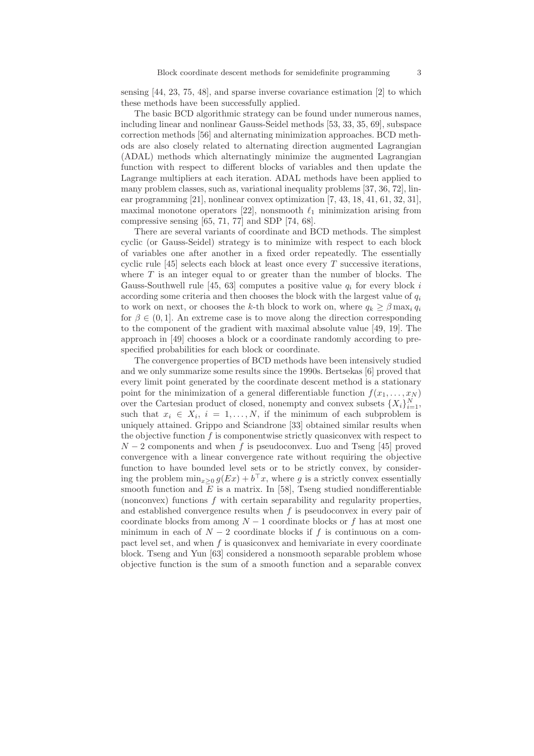sensing [44, 23, 75, 48], and sparse inverse covariance estimation [2] to which these methods have been successfully applied.

The basic BCD algorithmic strategy can be found under numerous names, including linear and nonlinear Gauss-Seidel methods [53, 33, 35, 69], subspace correction methods [56] and alternating minimization approaches. BCD methods are also closely related to alternating direction augmented Lagrangian (ADAL) methods which alternatingly minimize the augmented Lagrangian function with respect to different blocks of variables and then update the Lagrange multipliers at each iteration. ADAL methods have been applied to many problem classes, such as, variational inequality problems [37, 36, 72], linear programming [21], nonlinear convex optimization [7, 43, 18, 41, 61, 32, 31], maximal monotone operators [22], nonsmooth $\ell_1$ minimization arising from compressive sensing [65, 71, 77] and SDP [74, 68].

There are several variants of coordinate and BCD methods. The simplest cyclic (or Gauss-Seidel) strategy is to minimize with respect to each block of variables one after another in a fixed order repeatedly. The essentially cyclic rule [45] selects each block at least once every $T$ successive iterations, where $T$ is an integer equal to or greater than the number of blocks. The Gauss-Southwell rule [45, 63] computes a positive value $q_i$ for every block $i$ according some criteria and then chooses the block with the largest value of $q_i$ to work on next, or chooses the $k$-th block to work on, where $q_k \geq \beta \max_i q_i$ for $\beta \in (0, 1]$. An extreme case is to move along the direction corresponding to the component of the gradient with maximal absolute value [49, 19]. The approach in [49] chooses a block or a coordinate randomly according to pre-specified probabilities for each block or coordinate.

The convergence properties of BCD methods have been intensively studied and we only summarize some results since the 1990s. Bertsekas [6] proved that every limit point generated by the coordinate descent method is a stationary point for the minimization of a general differentiable function $f(x_1, \ldots, x_N)$ over the Cartesian product of closed, nonempty and convex subsets $\{X_i\}_{i=1}^N$, such that $x_i \in X_i$, $i = 1, \ldots, N$, if the minimum of each subproblem is uniquely attained. Grippo and Sciandrone [33] obtained similar results when the objective function $f$ is componentwise strictly quasiconvex with respect to $N-2$ components and when $f$ is pseudoconvex. Luo and Tseng [45] proved convergence with a linear convergence rate without requiring the objective function to have bounded level sets or to be strictly convex, by considering the problem $\min_{x \geq 0} g(Ex) + b^\top x$, where $g$ is a strictly convex essentially smooth function and $E$ is a matrix. In [58], Tseng studied nondifferentiable (nonconvex) functions $f$ with certain separability and regularity properties, and established convergence results when $f$ is pseudoconvex in every pair of coordinate blocks from among $N-1$ coordinate blocks or $f$ has at most one minimum in each of $N-2$ coordinate blocks if $f$ is continuous on a compact level set, and when $f$ is quasiconvex and hemivariate in every coordinate block. Tseng and Yun [63] considered a nonsmooth separable problem whose objective function is the sum of a smooth function and a separable convex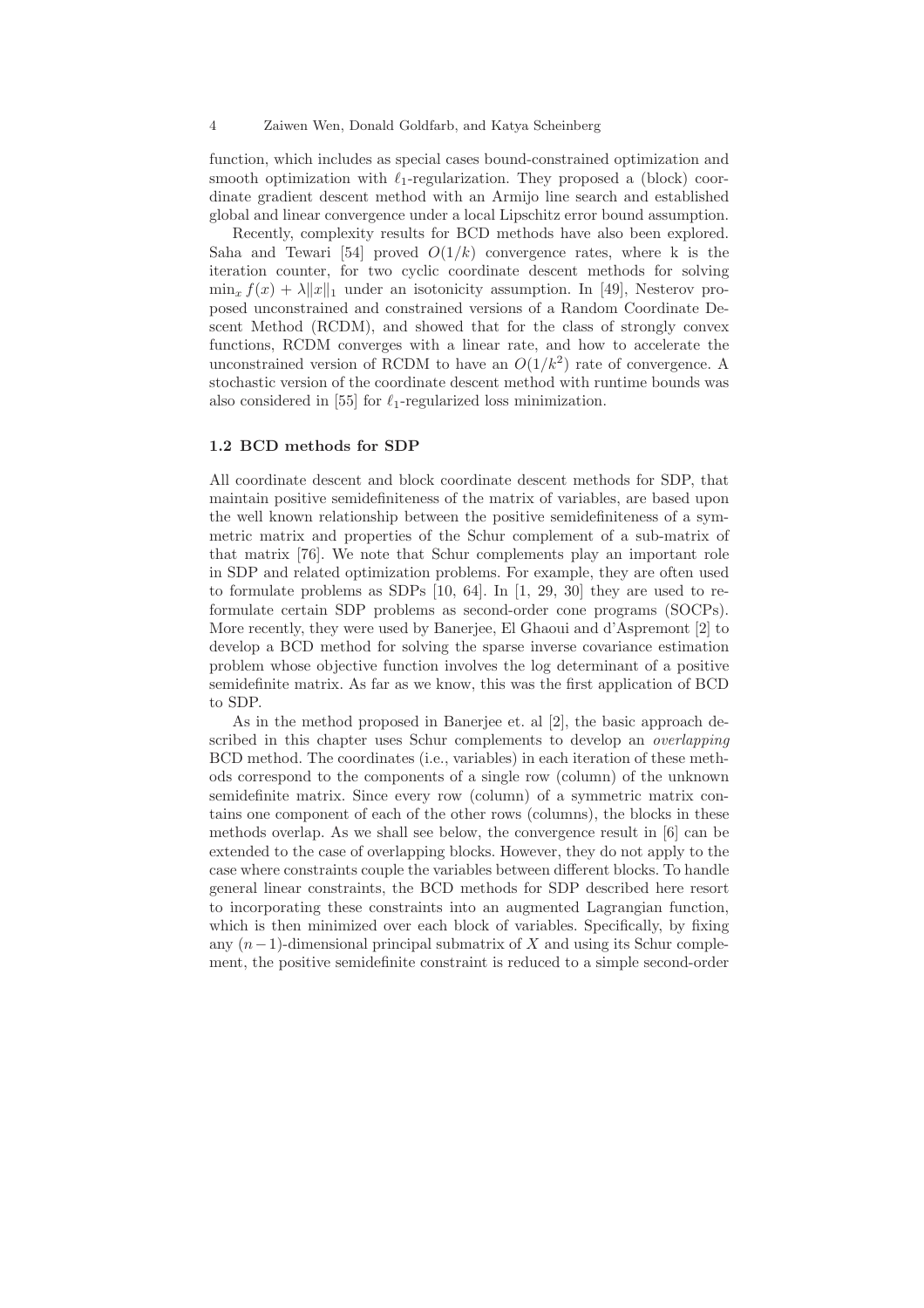function, which includes as special cases bound-constrained optimization and smooth optimization with $\ell_1$-regularization. They proposed a (block) coordinate gradient descent method with an Armijo line search and established global and linear convergence under a local Lipschitz error bound assumption.

Recently, complexity results for BCD methods have also been explored. Saha and Tewari [54] proved $O(1/k)$ convergence rates, where k is the iteration counter, for two cyclic coordinate descent methods for solving $\min_x f(x) + \lambda\|x\|_1$ under an isotonicity assumption. In [49], Nesterov proposed unconstrained and constrained versions of a Random Coordinate Descent Method (RCDM), and showed that for the class of strongly convex functions, RCDM converges with a linear rate, and how to accelerate the unconstrained version of RCDM to have an $O(1/k^2)$ rate of convergence. A stochastic version of the coordinate descent method with runtime bounds was also considered in [55] for $\ell_1$-regularized loss minimization.

### 1.2 BCD methods for SDP

All coordinate descent and block coordinate descent methods for SDP, that maintain positive semidefiniteness of the matrix of variables, are based upon the well known relationship between the positive semidefiniteness of a symmetric matrix and properties of the Schur complement of a sub-matrix of that matrix [76]. We note that Schur complements play an important role in SDP and related optimization problems. For example, they are often used to formulate problems as SDPs [10, 64]. In [1, 29, 30] they are used to reformulate certain SDP problems as second-order cone programs (SOCPs). More recently, they were used by Banerjee, El Ghaoui and d'Aspremont [2] to develop a BCD method for solving the sparse inverse covariance estimation problem whose objective function involves the log determinant of a positive semidefinite matrix. As far as we know, this was the first application of BCD to SDP.

As in the method proposed in Banerjee et. al [2], the basic approach described in this chapter uses Schur complements to develop an *overlapping* BCD method. The coordinates (i.e., variables) in each iteration of these methods correspond to the components of a single row (column) of the unknown semidefinite matrix. Since every row (column) of a symmetric matrix contains one component of each of the other rows (columns), the blocks in these methods overlap. As we shall see below, the convergence result in [6] can be extended to the case of overlapping blocks. However, they do not apply to the case where constraints couple the variables between different blocks. To handle general linear constraints, the BCD methods for SDP described here resort to incorporating these constraints into an augmented Lagrangian function, which is then minimized over each block of variables. Specifically, by fixing any $(n-1)$-dimensional principal submatrix of $X$ and using its Schur complement, the positive semidefinite constraint is reduced to a simple second-order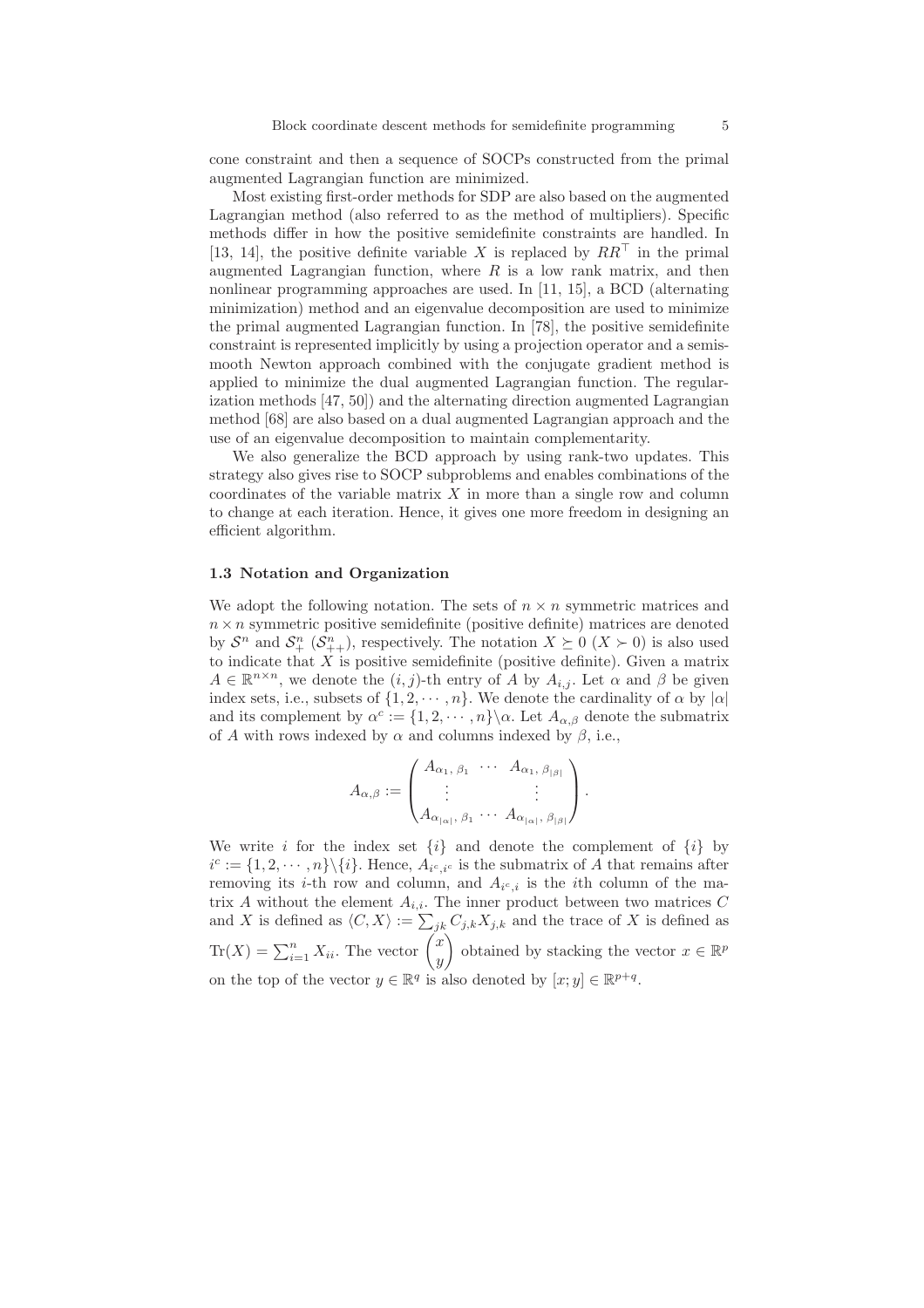cone constraint and then a sequence of SOCPs constructed from the primal augmented Lagrangian function are minimized.

Most existing first-order methods for SDP are also based on the augmented Lagrangian method (also referred to as the method of multipliers). Specific methods differ in how the positive semidefinite constraints are handled. In [13, 14], the positive definite variable $X$ is replaced by $RR^\top$ in the primal augmented Lagrangian function, where $R$ is a low rank matrix, and then nonlinear programming approaches are used. In [11, 15], a BCD (alternating minimization) method and an eigenvalue decomposition are used to minimize the primal augmented Lagrangian function. In [78], the positive semidefinite constraint is represented implicitly by using a projection operator and a semismooth Newton approach combined with the conjugate gradient method is applied to minimize the dual augmented Lagrangian function. The regularization methods [47, 50]) and the alternating direction augmented Lagrangian method [68] are also based on a dual augmented Lagrangian approach and the use of an eigenvalue decomposition to maintain complementarity.

We also generalize the BCD approach by using rank-two updates. This strategy also gives rise to SOCP subproblems and enables combinations of the coordinates of the variable matrix $X$ in more than a single row and column to change at each iteration. Hence, it gives one more freedom in designing an efficient algorithm.

### 1.3 Notation and Organization

We adopt the following notation. The sets of $n \times n$ symmetric matrices and $n \times n$ symmetric positive semidefinite (positive definite) matrices are denoted by $\mathcal{S}^n$ and $\mathcal{S}^n_+$ ($\mathcal{S}^n_{++}$), respectively. The notation $X \succeq 0$ ($X \succ 0$) is also used to indicate that $X$ is positive semidefinite (positive definite). Given a matrix $A \in \mathbb{R}^{n \times n}$, we denote the $(i,j)$-th entry of $A$ by $A_{i,j}$. Let $\alpha$ and $\beta$ be given index sets, i.e., subsets of $\{1, 2, \cdots, n\}$. We denote the cardinality of $\alpha$ by $|\alpha|$ and its complement by $\alpha^c := \{1, 2, \cdots, n\} \backslash \alpha$. Let $A_{\alpha,\beta}$ denote the submatrix of $A$ with rows indexed by $\alpha$ and columns indexed by $\beta$, i.e.,

$$A_{\alpha,\beta} := \begin{pmatrix} A_{\alpha_1,\,\beta_1} & \cdots & A_{\alpha_1,\,\beta_{|\beta|}} \\ \vdots & & \vdots \\ A_{\alpha_{|\alpha|},\,\beta_1} & \cdots & A_{\alpha_{|\alpha|},\,\beta_{|\beta|}} \end{pmatrix}.$$

We write $i$ for the index set $\{i\}$ and denote the complement of $\{i\}$ by $i^c := \{1, 2, \cdots, n\} \backslash \{i\}$. Hence, $A_{i^c,i^c}$ is the submatrix of $A$ that remains after removing its $i$-th row and column, and $A_{i^c,i}$ is the $i$th column of the matrix $A$ without the element $A_{i,i}$. The inner product between two matrices $C$ and $X$ is defined as $\langle C, X \rangle := \sum_{jk} C_{j,k} X_{j,k}$ and the trace of $X$ is defined as $\mathrm{Tr}(X) = \sum_{i=1}^n X_{ii}$. The vector $\begin{pmatrix} x \\ y \end{pmatrix}$ obtained by stacking the vector $x \in \mathbb{R}^p$ on the top of the vector $y \in \mathbb{R}^q$ is also denoted by $[x; y] \in \mathbb{R}^{p+q}$.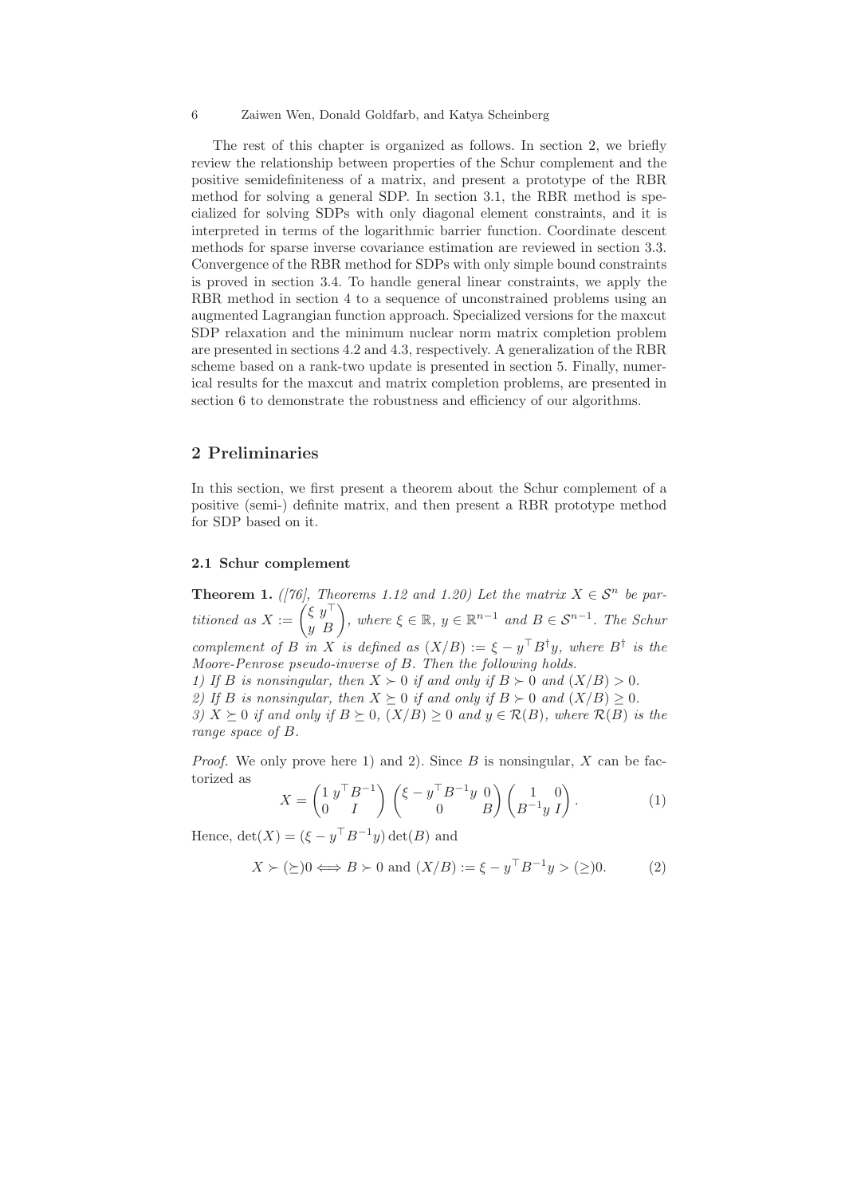The rest of this chapter is organized as follows. In section 2, we briefly review the relationship between properties of the Schur complement and the positive semidefiniteness of a matrix, and present a prototype of the RBR method for solving a general SDP. In section 3.1, the RBR method is specialized for solving SDPs with only diagonal element constraints, and it is interpreted in terms of the logarithmic barrier function. Coordinate descent methods for sparse inverse covariance estimation are reviewed in section 3.3. Convergence of the RBR method for SDPs with only simple bound constraints is proved in section 3.4. To handle general linear constraints, we apply the RBR method in section 4 to a sequence of unconstrained problems using an augmented Lagrangian function approach. Specialized versions for the maxcut SDP relaxation and the minimum nuclear norm matrix completion problem are presented in sections 4.2 and 4.3, respectively. A generalization of the RBR scheme based on a rank-two update is presented in section 5. Finally, numerical results for the maxcut and matrix completion problems, are presented in section 6 to demonstrate the robustness and efficiency of our algorithms.

## 2 Preliminaries

In this section, we first present a theorem about the Schur complement of a positive (semi-) definite matrix, and then present a RBR prototype method for SDP based on it.

### 2.1 Schur complement

**Theorem 1.** *([76], Theorems 1.12 and 1.20) Let the matrix $X \in \mathcal{S}^n$ be partitioned as $X := \begin{pmatrix} \xi & y^\top \\ y & B \end{pmatrix}$, where $\xi \in \mathbb{R}$, $y \in \mathbb{R}^{n-1}$ and $B \in \mathcal{S}^{n-1}$. The Schur complement of $B$ in $X$ is defined as $(X/B) := \xi - y^\top B^\dagger y$, where $B^\dagger$ is the Moore-Penrose pseudo-inverse of $B$. Then the following holds.*
*1) If $B$ is nonsingular, then $X \succ 0$ if and only if $B \succ 0$ and $(X/B) > 0$.*
*2) If $B$ is nonsingular, then $X \succeq 0$ if and only if $B \succ 0$ and $(X/B) \geq 0$.*
*3) $X \succeq 0$ if and only if $B \succeq 0$, $(X/B) \geq 0$ and $y \in \mathcal{R}(B)$, where $\mathcal{R}(B)$ is the range space of $B$.*

*Proof.* We only prove here 1) and 2). Since $B$ is nonsingular, $X$ can be factorized as

$$X = \begin{pmatrix} 1 & y^\top B^{-1} \\ 0 & I \end{pmatrix} \begin{pmatrix} \xi - y^\top B^{-1} y & 0 \\ 0 & B \end{pmatrix} \begin{pmatrix} 1 & 0 \\ B^{-1} y & I \end{pmatrix}. \tag{1}$$

Hence, $\det(X) = (\xi - y^\top B^{-1} y)\det(B)$ and

$$X \succ (\succeq) 0 \iff B \succ 0 \text{ and } (X/B) := \xi - y^\top B^{-1} y > (\geq) 0. \tag{2}$$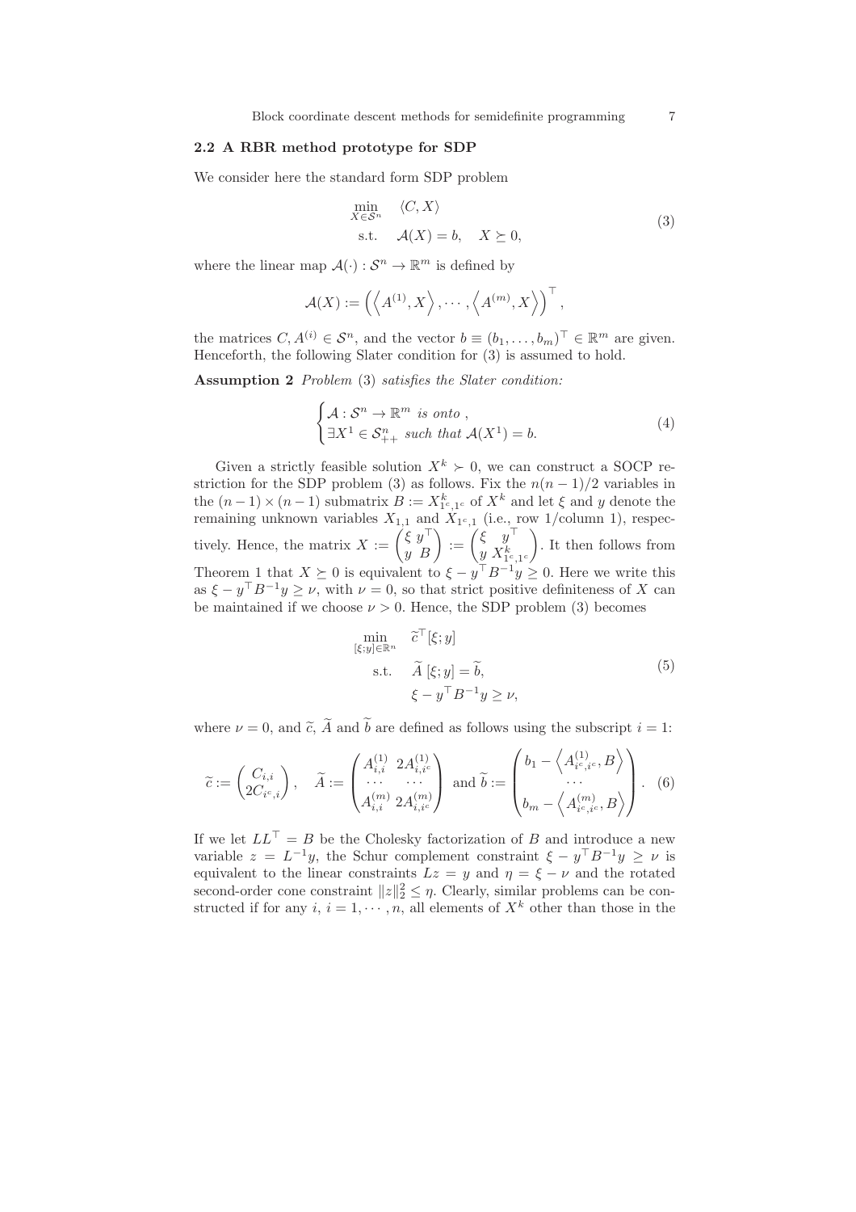### 2.2 A RBR method prototype for SDP

We consider here the standard form SDP problem

$$
\begin{aligned}
\min_{X \in \mathcal{S}^n} \quad & \langle C, X \rangle \\
\text{s.t.} \quad & \mathcal{A}(X) = b, \quad X \succeq 0,
\end{aligned} \tag{3}
$$

where the linear map $\mathcal{A}(\cdot) : \mathcal{S}^n \to \mathbb{R}^m$ is defined by

$$
\mathcal{A}(X) := \left( \left\langle A^{(1)}, X \right\rangle, \cdots, \left\langle A^{(m)}, X \right\rangle \right)^\top,
$$

the matrices $C, A^{(i)} \in \mathcal{S}^n$, and the vector $b \equiv (b_1, \ldots, b_m)^\top \in \mathbb{R}^m$ are given. Henceforth, the following Slater condition for (3) is assumed to hold.

**Assumption 2** *Problem* (3) *satisfies the Slater condition:*

$$
\begin{cases}
\mathcal{A} : \mathcal{S}^n \to \mathbb{R}^m \text{ is onto }, \\
\exists X^1 \in \mathcal{S}^n_{++} \text{ such that } \mathcal{A}(X^1) = b.
\end{cases} \tag{4}
$$

Given a strictly feasible solution $X^k \succ 0$, we can construct a SOCP restriction for the SDP problem (3) as follows. Fix the $n(n-1)/2$ variables in the $(n-1) \times (n-1)$ submatrix $B := X^k_{1^c,1^c}$ of $X^k$ and let $\xi$ and $y$ denote the remaining unknown variables $X_{1,1}$ and $X_{1^c,1}$ (i.e., row 1/column 1), respectively. Hence, the matrix $X := \begin{pmatrix} \xi & y^\top \\ y & B \end{pmatrix} := \begin{pmatrix} \xi & y^\top \\ y & X^k_{1^c,1^c} \end{pmatrix}$. It then follows from Theorem 1 that $X \succeq 0$ is equivalent to $\xi - y^\top B^{-1} y \geq 0$. Here we write this as $\xi - y^\top B^{-1} y \geq \nu$, with $\nu = 0$, so that strict positive definiteness of $X$ can be maintained if we choose $\nu > 0$. Hence, the SDP problem (3) becomes

$$
\begin{aligned}
\min_{[\xi; y] \in \mathbb{R}^n} \quad & \widetilde{c}^\top [\xi; y] \\
\text{s.t.} \quad & \widetilde{A} \, [\xi; y] = \widetilde{b}, \\
& \xi - y^\top B^{-1} y \geq \nu,
\end{aligned} \tag{5}
$$

where $\nu = 0$, and $\widetilde{c}$, $\widetilde{A}$ and $\widetilde{b}$ are defined as follows using the subscript $i = 1$:

$$
\widetilde{c} := \begin{pmatrix} C_{i,i} \\ 2C_{i^c,i} \end{pmatrix}, \quad \widetilde{A} := \begin{pmatrix} A^{(1)}_{i,i} & 2A^{(1)}_{i,i^c} \\ \cdots & \cdots \\ A^{(m)}_{i,i} & 2A^{(m)}_{i,i^c} \end{pmatrix} \text{ and } \widetilde{b} := \begin{pmatrix} b_1 - \left\langle A^{(1)}_{i^c,i^c}, B \right\rangle \\ \cdots \\ b_m - \left\langle A^{(m)}_{i^c,i^c}, B \right\rangle \end{pmatrix}. \tag{6}
$$

If we let $LL^\top = B$ be the Cholesky factorization of $B$ and introduce a new variable $z = L^{-1} y$, the Schur complement constraint $\xi - y^\top B^{-1} y \geq \nu$ is equivalent to the linear constraints $Lz = y$ and $\eta = \xi - \nu$ and the rotated second-order cone constraint $\|z\|_2^2 \leq \eta$. Clearly, similar problems can be constructed if for any $i$, $i = 1, \cdots, n$, all elements of $X^k$ other than those in the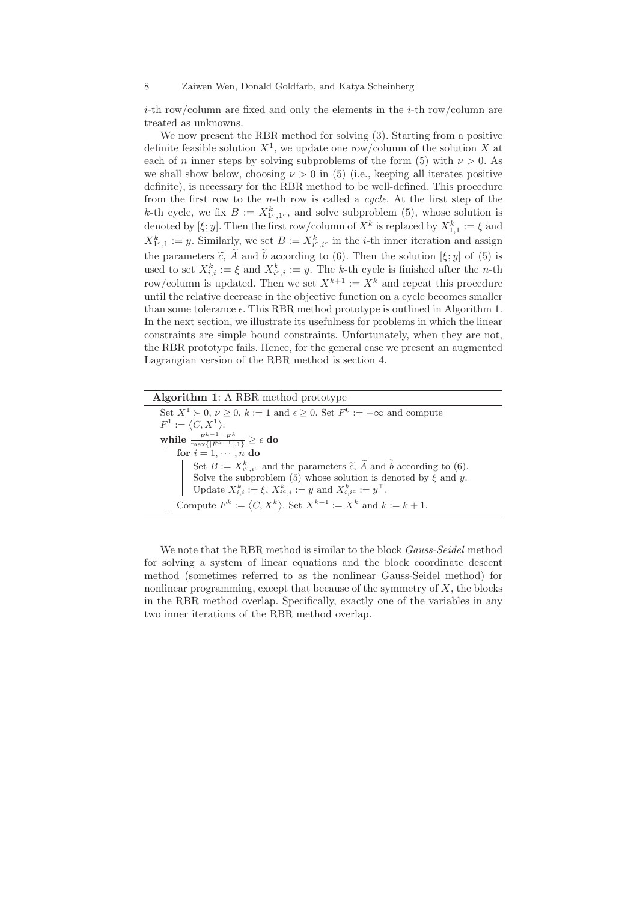$i$-th row/column are fixed and only the elements in the $i$-th row/column are treated as unknowns.

We now present the RBR method for solving (3). Starting from a positive definite feasible solution $X^1$, we update one row/column of the solution $X$ at each of $n$ inner steps by solving subproblems of the form (5) with $\nu > 0$. As we shall show below, choosing $\nu > 0$ in (5) (i.e., keeping all iterates positive definite), is necessary for the RBR method to be well-defined. This procedure from the first row to the $n$-th row is called a *cycle*. At the first step of the $k$-th cycle, we fix $B := X^k_{1^c,1^c}$, and solve subproblem (5), whose solution is denoted by $[\xi; y]$. Then the first row/column of $X^k$ is replaced by $X^k_{1,1} := \xi$ and $X^k_{1^c,1} := y$. Similarly, we set $B := X^k_{i^c,i^c}$ in the $i$-th inner iteration and assign the parameters $\widetilde{c}$, $\widetilde{A}$ and $\widetilde{b}$ according to (6). Then the solution $[\xi; y]$ of (5) is used to set $X^k_{i,i} := \xi$ and $X^k_{i^c,i} := y$. The $k$-th cycle is finished after the $n$-th row/column is updated. Then we set $X^{k+1} := X^k$ and repeat this procedure until the relative decrease in the objective function on a cycle becomes smaller than some tolerance $\epsilon$. This RBR method prototype is outlined in Algorithm 1. In the next section, we illustrate its usefulness for problems in which the linear constraints are simple bound constraints. Unfortunately, when they are not, the RBR prototype fails. Hence, for the general case we present an augmented Lagrangian version of the RBR method is section 4.

---

**Algorithm 1**: A RBR method prototype

---

Set $X^1 \succ 0$, $\nu \geq 0$, $k := 1$ and $\epsilon \geq 0$. Set $F^0 := +\infty$ and compute $F^1 := \langle C, X^1 \rangle$.

**while** $\frac{F^{k-1} - F^k}{\max\{|F^{k-1}|, 1\}} \geq \epsilon$ **do**

  **for** $i = 1, \cdots, n$ **do**

    Set $B := X^k_{i^c,i^c}$ and the parameters $\widetilde{c}$, $\widetilde{A}$ and $\widetilde{b}$ according to (6).

    Solve the subproblem (5) whose solution is denoted by $\xi$ and $y$.

    Update $X^k_{i,i} := \xi$, $X^k_{i^c,i} := y$ and $X^k_{i,i^c} := y^\top$.

  Compute $F^k := \langle C, X^k \rangle$. Set $X^{k+1} := X^k$ and $k := k + 1$.

---

We note that the RBR method is similar to the block *Gauss-Seidel* method for solving a system of linear equations and the block coordinate descent method (sometimes referred to as the nonlinear Gauss-Seidel method) for nonlinear programming, except that because of the symmetry of $X$, the blocks in the RBR method overlap. Specifically, exactly one of the variables in any two inner iterations of the RBR method overlap.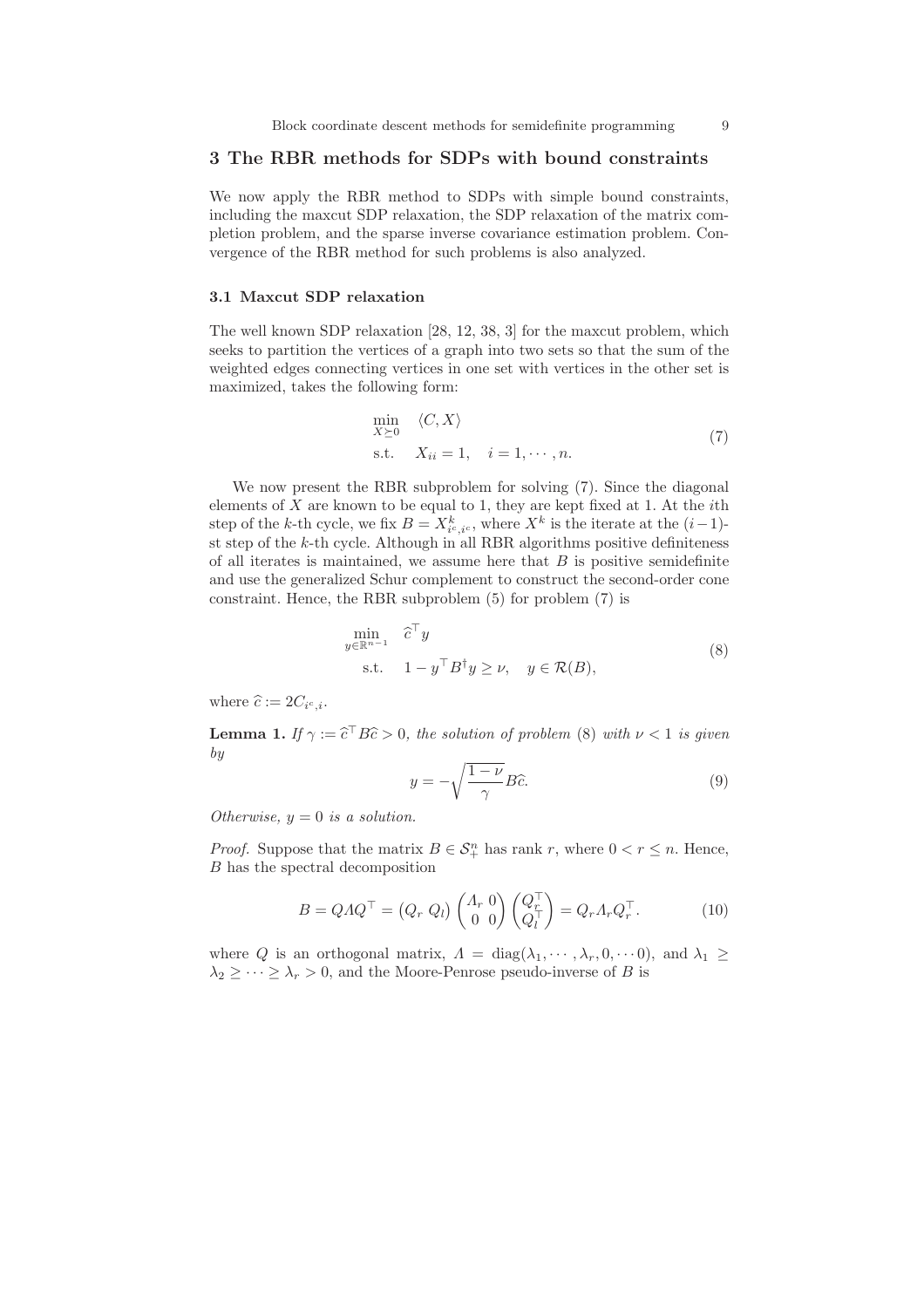## 3 The RBR methods for SDPs with bound constraints

We now apply the RBR method to SDPs with simple bound constraints, including the maxcut SDP relaxation, the SDP relaxation of the matrix completion problem, and the sparse inverse covariance estimation problem. Convergence of the RBR method for such problems is also analyzed.

### 3.1 Maxcut SDP relaxation

The well known SDP relaxation [28, 12, 38, 3] for the maxcut problem, which seeks to partition the vertices of a graph into two sets so that the sum of the weighted edges connecting vertices in one set with vertices in the other set is maximized, takes the following form:

$$
\begin{aligned}
\min_{X \succeq 0} \quad & \langle C, X \rangle \\
\text{s.t.} \quad & X_{ii} = 1, \quad i = 1, \cdots, n.
\end{aligned}
\tag{7}
$$

We now present the RBR subproblem for solving (7). Since the diagonal elements of $X$ are known to be equal to 1, they are kept fixed at 1. At the $i$th step of the $k$-th cycle, we fix $B = X^k_{i^c,i^c}$, where $X^k$ is the iterate at the $(i-1)$-st step of the $k$-th cycle. Although in all RBR algorithms positive definiteness of all iterates is maintained, we assume here that $B$ is positive semidefinite and use the generalized Schur complement to construct the second-order cone constraint. Hence, the RBR subproblem (5) for problem (7) is

$$
\begin{aligned}
\min_{y \in \mathbb{R}^{n-1}} \quad & \widehat{c}^\top y \\
\text{s.t.} \quad & 1 - y^\top B^\dagger y \geq \nu, \quad y \in \mathcal{R}(B),
\end{aligned}
\tag{8}
$$

where $\widehat{c} := 2C_{i^c,i}$.

**Lemma 1.** *If $\gamma := \widehat{c}^\top B \widehat{c} > 0$, the solution of problem (8) with $\nu < 1$ is given by*

$$
y = -\sqrt{\frac{1-\nu}{\gamma}} B \widehat{c}. \tag{9}
$$

*Otherwise, $y = 0$ is a solution.*

*Proof.* Suppose that the matrix $B \in \mathcal{S}^n_+$ has rank $r$, where $0 < r \leq n$. Hence, $B$ has the spectral decomposition

$$
B = Q \Lambda Q^\top = \begin{pmatrix} Q_r & Q_l \end{pmatrix} \begin{pmatrix} \Lambda_r & 0 \\ 0 & 0 \end{pmatrix} \begin{pmatrix} Q_r^\top \\ Q_l^\top \end{pmatrix} = Q_r \Lambda_r Q_r^\top. \tag{10}
$$

where $Q$ is an orthogonal matrix, $\Lambda = \text{diag}(\lambda_1, \cdots, \lambda_r, 0, \cdots 0)$, and $\lambda_1 \geq \lambda_2 \geq \cdots \geq \lambda_r > 0$, and the Moore-Penrose pseudo-inverse of $B$ is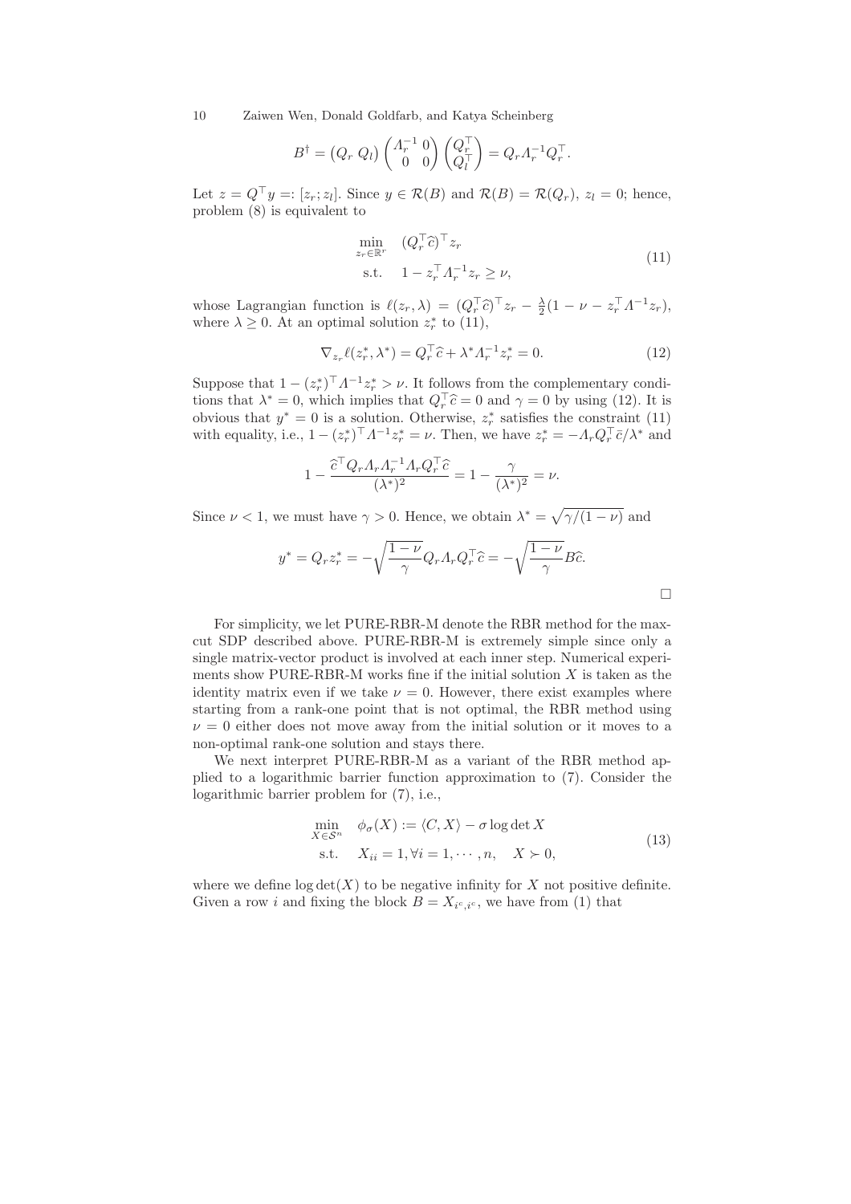$$B^{\dagger} = \begin{pmatrix} Q_r & Q_l \end{pmatrix} \begin{pmatrix} \Lambda_r^{-1} & 0 \\ 0 & 0 \end{pmatrix} \begin{pmatrix} Q_r^\top \\ Q_l^\top \end{pmatrix} = Q_r \Lambda_r^{-1} Q_r^\top.$$

Let $z = Q^\top y =: [z_r; z_l]$. Since $y \in \mathcal{R}(B)$ and $\mathcal{R}(B) = \mathcal{R}(Q_r)$, $z_l = 0$; hence, problem (8) is equivalent to

$$\begin{aligned} \min_{z_r \in \mathbb{R}^r} \quad & (Q_r^\top \widehat{c})^\top z_r \\ \text{s.t.} \quad & 1 - z_r^\top \Lambda_r^{-1} z_r \geq \nu, \end{aligned} \tag{11}$$

whose Lagrangian function is $\ell(z_r, \lambda) = (Q_r^\top \widehat{c})^\top z_r - \frac{\lambda}{2}(1 - \nu - z_r^\top \Lambda^{-1} z_r)$, where $\lambda \geq 0$. At an optimal solution $z_r^*$ to (11),

$$\nabla_{z_r} \ell(z_r^*, \lambda^*) = Q_r^\top \widehat{c} + \lambda^* \Lambda_r^{-1} z_r^* = 0. \tag{12}$$

Suppose that $1 - (z_r^*)^\top \Lambda^{-1} z_r^* > \nu$. It follows from the complementary conditions that $\lambda^* = 0$, which implies that $Q_r^\top \widehat{c} = 0$ and $\gamma = 0$ by using (12). It is obvious that $y^* = 0$ is a solution. Otherwise, $z_r^*$ satisfies the constraint (11) with equality, i.e., $1 - (z_r^*)^\top \Lambda^{-1} z_r^* = \nu$. Then, we have $z_r^* = -\Lambda_r Q_r^\top \bar{c}/\lambda^*$ and

$$1 - \frac{\widehat{c}^\top Q_r \Lambda_r \Lambda_r^{-1} \Lambda_r Q_r^\top \widehat{c}}{(\lambda^*)^2} = 1 - \frac{\gamma}{(\lambda^*)^2} = \nu.$$

Since $\nu < 1$, we must have $\gamma > 0$. Hence, we obtain $\lambda^* = \sqrt{\gamma/(1-\nu)}$ and

$$y^* = Q_r z_r^* = -\sqrt{\frac{1-\nu}{\gamma}} Q_r \Lambda_r Q_r^\top \widehat{c} = -\sqrt{\frac{1-\nu}{\gamma}} B\widehat{c}.$$

□

For simplicity, we let PURE-RBR-M denote the RBR method for the maxcut SDP described above. PURE-RBR-M is extremely simple since only a single matrix-vector product is involved at each inner step. Numerical experiments show PURE-RBR-M works fine if the initial solution $X$ is taken as the identity matrix even if we take $\nu = 0$. However, there exist examples where starting from a rank-one point that is not optimal, the RBR method using $\nu = 0$ either does not move away from the initial solution or it moves to a non-optimal rank-one solution and stays there.

We next interpret PURE-RBR-M as a variant of the RBR method applied to a logarithmic barrier function approximation to (7). Consider the logarithmic barrier problem for (7), i.e.,

$$\begin{aligned} \min_{X \in \mathcal{S}^n} \quad & \phi_\sigma(X) := \langle C, X \rangle - \sigma \log \det X \\ \text{s.t.} \quad & X_{ii} = 1, \forall i = 1, \cdots, n, \quad X \succ 0, \end{aligned} \tag{13}$$

where we define $\log\det(X)$ to be negative infinity for $X$ not positive definite. Given a row $i$ and fixing the block $B = X_{i^c,i^c}$, we have from (1) that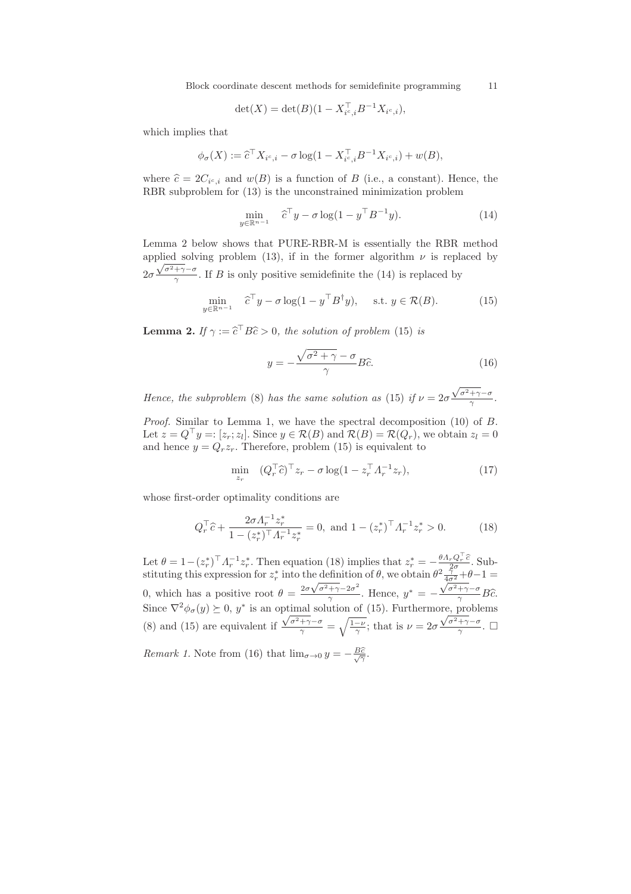$$\det(X) = \det(B)(1 - X_{i^c,i}^\top B^{-1} X_{i^c,i}),$$

which implies that

$$\phi_\sigma(X) := \widehat{c}^\top X_{i^c,i} - \sigma \log(1 - X_{i^c,i}^\top B^{-1} X_{i^c,i}) + w(B),$$

where $\widehat{c} = 2C_{i^c,i}$ and $w(B)$ is a function of $B$ (i.e., a constant). Hence, the RBR subproblem for (13) is the unconstrained minimization problem

$$\min_{y \in \mathbb{R}^{n-1}} \quad \widehat{c}^\top y - \sigma \log(1 - y^\top B^{-1} y). \tag{14}$$

Lemma 2 below shows that PURE-RBR-M is essentially the RBR method applied solving problem (13), if in the former algorithm $\nu$ is replaced by $2\sigma \frac{\sqrt{\sigma^2+\gamma}-\sigma}{\gamma}$. If $B$ is only positive semidefinite the (14) is replaced by

$$\min_{y \in \mathbb{R}^{n-1}} \quad \widehat{c}^\top y - \sigma \log(1 - y^\top B^\dagger y), \quad \text{ s.t. } y \in \mathcal{R}(B). \tag{15}$$

**Lemma 2.** *If $\gamma := \widehat{c}^\top B \widehat{c} > 0$, the solution of problem* (15) *is*

$$y = -\frac{\sqrt{\sigma^2 + \gamma} - \sigma}{\gamma} B\widehat{c}. \tag{16}$$

*Hence, the subproblem* (8) *has the same solution as* (15) *if $\nu = 2\sigma \frac{\sqrt{\sigma^2+\gamma}-\sigma}{\gamma}$.*

*Proof.* Similar to Lemma 1, we have the spectral decomposition (10) of $B$. Let $z = Q^\top y =: [z_r; z_l]$. Since $y \in \mathcal{R}(B)$ and $\mathcal{R}(B) = \mathcal{R}(Q_r)$, we obtain $z_l = 0$ and hence $y = Q_r z_r$. Therefore, problem (15) is equivalent to

$$\min_{z_r} \quad (Q_r^\top \widehat{c})^\top z_r - \sigma \log(1 - z_r^\top \Lambda_r^{-1} z_r), \tag{17}$$

whose first-order optimality conditions are

$$Q_r^\top \widehat{c} + \frac{2\sigma \Lambda_r^{-1} z_r^*}{1 - (z_r^*)^\top \Lambda_r^{-1} z_r^*} = 0, \text{ and } 1 - (z_r^*)^\top \Lambda_r^{-1} z_r^* > 0. \tag{18}$$

Let $\theta = 1 - (z_r^*)^\top \Lambda_r^{-1} z_r^*$. Then equation (18) implies that $z_r^* = -\frac{\theta \Lambda_r Q_r^\top \widehat{c}}{2\sigma}$. Substituting this expression for $z_r^*$ into the definition of $\theta$, we obtain $\theta^2 \frac{\gamma}{4\sigma^2} + \theta - 1 = 0$, which has a positive root $\theta = \frac{2\sigma\sqrt{\sigma^2+\gamma} - 2\sigma^2}{\gamma}$. Hence, $y^* = -\frac{\sqrt{\sigma^2+\gamma}-\sigma}{\gamma} B\widehat{c}$. Since $\nabla^2 \phi_\sigma(y) \succeq 0$, $y^*$ is an optimal solution of (15). Furthermore, problems (8) and (15) are equivalent if $\frac{\sqrt{\sigma^2+\gamma}-\sigma}{\gamma} = \sqrt{\frac{1-\nu}{\gamma}}$; that is $\nu = 2\sigma \frac{\sqrt{\sigma^2+\gamma}-\sigma}{\gamma}$. $\square$

*Remark 1.* Note from (16) that $\lim_{\sigma \to 0} y = -\frac{B\widehat{c}}{\sqrt{\gamma}}$.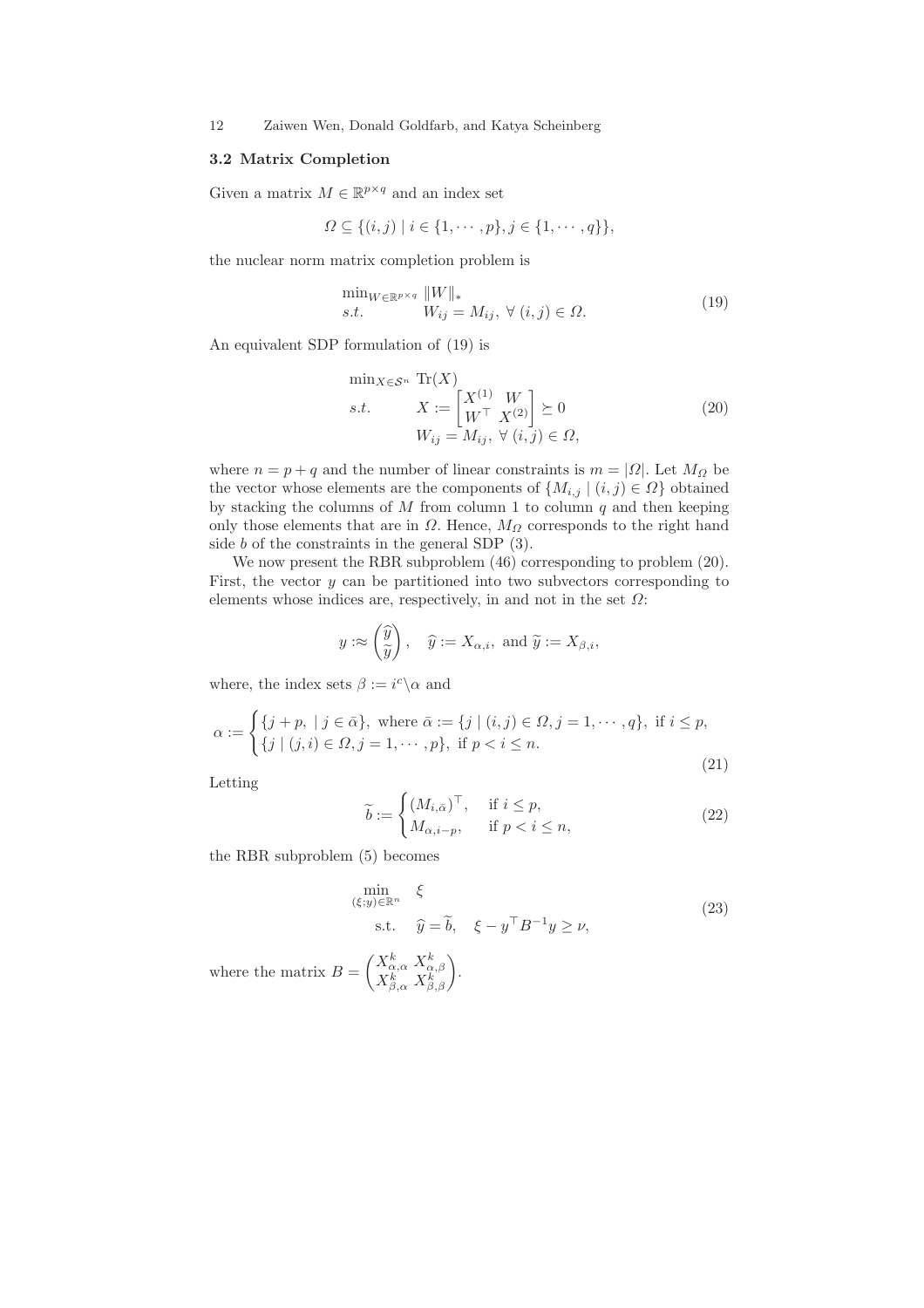### 3.2 Matrix Completion

Given a matrix $M \in \mathbb{R}^{p \times q}$ and an index set

$$\Omega \subseteq \{(i,j) \mid i \in \{1, \cdots, p\}, j \in \{1, \cdots, q\}\},$$

the nuclear norm matrix completion problem is

$$\begin{array}{ll} \min_{W \in \mathbb{R}^{p \times q}} & \|W\|_* \\ s.t. & W_{ij} = M_{ij}, \ \forall \ (i,j) \in \Omega. \end{array} \tag{19}$$

An equivalent SDP formulation of (19) is

$$\begin{array}{ll} \min_{X \in \mathcal{S}^n} & \mathrm{Tr}(X) \\ s.t. & X := \begin{bmatrix} X^{(1)} & W \\ W^\top & X^{(2)} \end{bmatrix} \succeq 0 \\ & W_{ij} = M_{ij}, \ \forall \ (i,j) \in \Omega, \end{array} \tag{20}$$

where $n = p + q$ and the number of linear constraints is $m = |\Omega|$. Let $M_\Omega$ be the vector whose elements are the components of $\{M_{i,j} \mid (i,j) \in \Omega\}$ obtained by stacking the columns of $M$ from column 1 to column $q$ and then keeping only those elements that are in $\Omega$. Hence, $M_\Omega$ corresponds to the right hand side $b$ of the constraints in the general SDP (3).

We now present the RBR subproblem (46) corresponding to problem (20). First, the vector $y$ can be partitioned into two subvectors corresponding to elements whose indices are, respectively, in and not in the set $\Omega$:

$$y :\approx \begin{pmatrix} \widehat{y} \\ \widetilde{y} \end{pmatrix}, \quad \widehat{y} := X_{\alpha,i}, \text{ and } \widetilde{y} := X_{\beta,i},$$

where, the index sets $\beta := i^c \backslash \alpha$ and

$$\alpha := \begin{cases} \{j + p, \mid j \in \bar{\alpha}\}, \text{ where } \bar{\alpha} := \{j \mid (i,j) \in \Omega, j = 1, \cdots, q\}, \text{ if } i \leq p, \\ \{j \mid (j,i) \in \Omega, j = 1, \cdots, p\}, \text{ if } p < i \leq n. \end{cases} \tag{21}$$

Letting

$$\widetilde{b} := \begin{cases} (M_{i,\bar{\alpha}})^\top, & \text{if } i \leq p, \\ M_{\alpha, i-p}, & \text{if } p < i \leq n, \end{cases} \tag{22}$$

the RBR subproblem (5) becomes

$$\begin{array}{ll} \min_{(\xi;y) \in \mathbb{R}^n} & \xi \\ \text{s.t.} & \widehat{y} = \widetilde{b}, \quad \xi - y^\top B^{-1} y \geq \nu, \end{array} \tag{23}$$

where the matrix $B = \begin{pmatrix} X^k_{\alpha,\alpha} & X^k_{\alpha,\beta} \\ X^k_{\beta,\alpha} & X^k_{\beta,\beta} \end{pmatrix}$.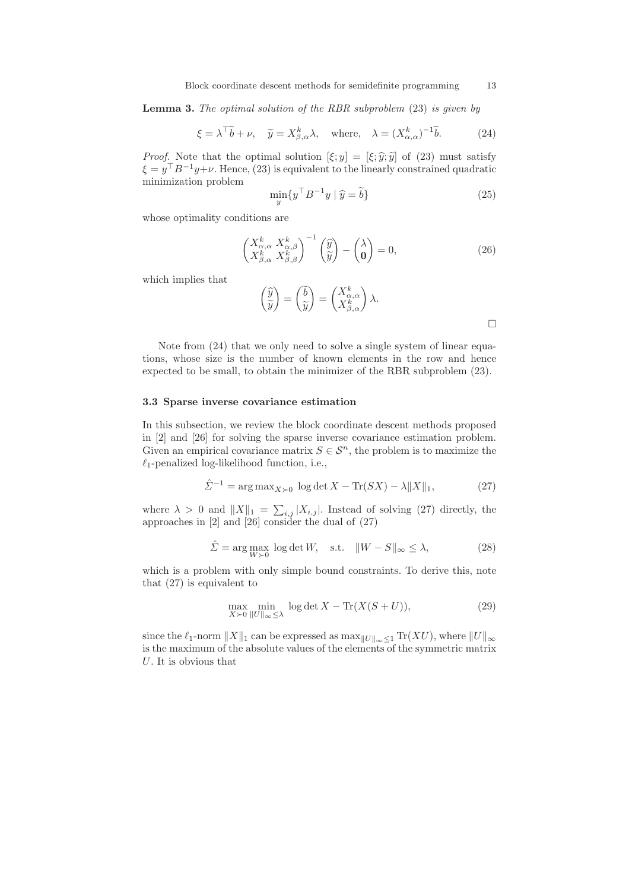**Lemma 3.** *The optimal solution of the RBR subproblem* (23) *is given by*

$$\xi = \lambda^\top \widetilde{b} + \nu, \quad \widetilde{y} = X^k_{\beta,\alpha}\lambda, \quad \text{where,} \quad \lambda = (X^k_{\alpha,\alpha})^{-1}\widetilde{b}. \tag{24}$$

*Proof.* Note that the optimal solution $[\xi; y] = [\xi; \widehat{y}; \widetilde{y}]$ of (23) must satisfy $\xi = y^\top B^{-1} y + \nu$. Hence, (23) is equivalent to the linearly constrained quadratic minimization problem

$$\min_y \{ y^\top B^{-1} y \mid \widehat{y} = \widetilde{b} \} \tag{25}$$

whose optimality conditions are

$$\begin{pmatrix} X^k_{\alpha,\alpha} & X^k_{\alpha,\beta} \\ X^k_{\beta,\alpha} & X^k_{\beta,\beta} \end{pmatrix}^{-1} \begin{pmatrix} \widehat{y} \\ \widetilde{y} \end{pmatrix} - \begin{pmatrix} \lambda \\ \mathbf{0} \end{pmatrix} = 0, \tag{26}$$

which implies that

$$\begin{pmatrix} \widehat{y} \\ \widetilde{y} \end{pmatrix} = \begin{pmatrix} \widetilde{b} \\ \widetilde{y} \end{pmatrix} = \begin{pmatrix} X^k_{\alpha,\alpha} \\ X^k_{\beta,\alpha} \end{pmatrix} \lambda.$$

□

Note from (24) that we only need to solve a single system of linear equations, whose size is the number of known elements in the row and hence expected to be small, to obtain the minimizer of the RBR subproblem (23).

### 3.3 Sparse inverse covariance estimation

In this subsection, we review the block coordinate descent methods proposed in [2] and [26] for solving the sparse inverse covariance estimation problem. Given an empirical covariance matrix $S \in \mathcal{S}^n$, the problem is to maximize the $\ell_1$-penalized log-likelihood function, i.e.,

$$\hat{\Sigma}^{-1} = \arg\max_{X \succ 0} \log\det X - \mathrm{Tr}(SX) - \lambda \|X\|_1, \tag{27}$$

where $\lambda > 0$ and $\|X\|_1 = \sum_{i,j} |X_{i,j}|$. Instead of solving (27) directly, the approaches in [2] and [26] consider the dual of (27)

$$\hat{\Sigma} = \arg\max_{W \succ 0} \log\det W, \quad \text{s.t.} \quad \|W - S\|_\infty \leq \lambda, \tag{28}$$

which is a problem with only simple bound constraints. To derive this, note that (27) is equivalent to

$$\max_{X \succ 0} \min_{\|U\|_\infty \leq \lambda} \log\det X - \mathrm{Tr}(X(S+U)), \tag{29}$$

since the $\ell_1$-norm $\|X\|_1$ can be expressed as $\max_{\|U\|_\infty \leq 1} \mathrm{Tr}(XU)$, where $\|U\|_\infty$ is the maximum of the absolute values of the elements of the symmetric matrix $U$. It is obvious that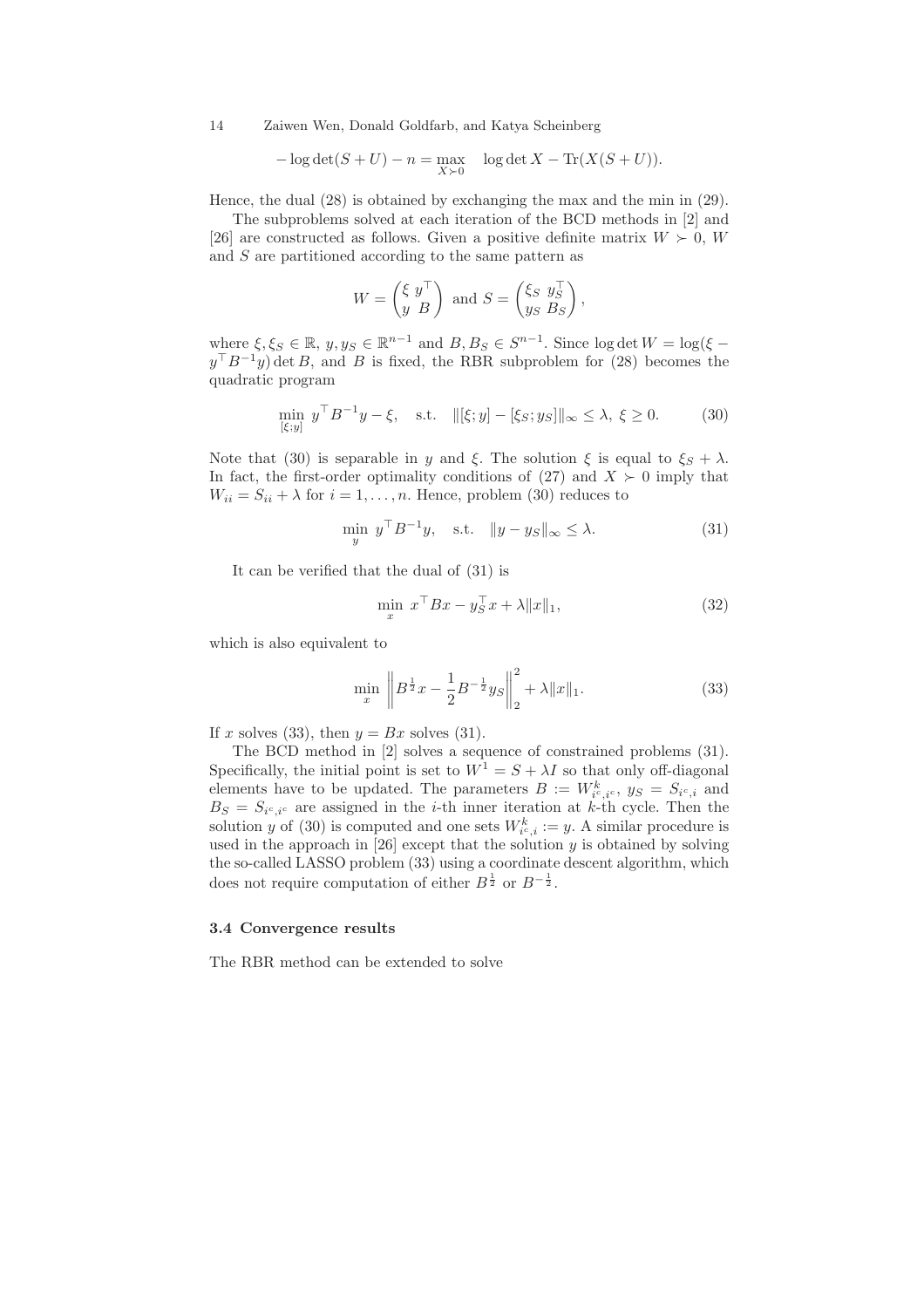$$-\log\det(S+U) - n = \max_{X \succ 0} \quad \log\det X - \mathrm{Tr}(X(S+U)).$$

Hence, the dual (28) is obtained by exchanging the max and the min in (29).

The subproblems solved at each iteration of the BCD methods in [2] and [26] are constructed as follows. Given a positive definite matrix $W \succ 0$, $W$ and $S$ are partitioned according to the same pattern as

$$W = \begin{pmatrix} \xi & y^\top \\ y & B \end{pmatrix} \text{ and } S = \begin{pmatrix} \xi_S & y_S^\top \\ y_S & B_S \end{pmatrix},$$

where $\xi, \xi_S \in \mathbb{R}$, $y, y_S \in \mathbb{R}^{n-1}$ and $B, B_S \in S^{n-1}$. Since $\log\det W = \log(\xi - y^\top B^{-1} y) \det B$, and $B$ is fixed, the RBR subproblem for (28) becomes the quadratic program

$$\min_{[\xi;y]} \; y^\top B^{-1} y - \xi, \quad \text{s.t.} \quad \|[\xi; y] - [\xi_S; y_S]\|_\infty \leq \lambda, \; \xi \geq 0. \tag{30}$$

Note that (30) is separable in $y$ and $\xi$. The solution $\xi$ is equal to $\xi_S + \lambda$. In fact, the first-order optimality conditions of (27) and $X \succ 0$ imply that $W_{ii} = S_{ii} + \lambda$ for $i = 1, \ldots, n$. Hence, problem (30) reduces to

$$\min_{y} \; y^\top B^{-1} y, \quad \text{s.t.} \quad \|y - y_S\|_\infty \leq \lambda. \tag{31}$$

It can be verified that the dual of (31) is

$$\min_{x} \; x^\top B x - y_S^\top x + \lambda \|x\|_1, \tag{32}$$

which is also equivalent to

$$\min_{x} \; \left\| B^{\frac{1}{2}} x - \frac{1}{2} B^{-\frac{1}{2}} y_S \right\|_2^2 + \lambda \|x\|_1. \tag{33}$$

If $x$ solves (33), then $y = Bx$ solves (31).

The BCD method in [2] solves a sequence of constrained problems (31). Specifically, the initial point is set to $W^1 = S + \lambda I$ so that only off-diagonal elements have to be updated. The parameters $B := W^k_{i^c,i^c}$, $y_S = S_{i^c,i}$ and $B_S = S_{i^c,i^c}$ are assigned in the $i$-th inner iteration at $k$-th cycle. Then the solution $y$ of (30) is computed and one sets $W^k_{i^c,i} := y$. A similar procedure is used in the approach in [26] except that the solution $y$ is obtained by solving the so-called LASSO problem (33) using a coordinate descent algorithm, which does not require computation of either $B^{\frac{1}{2}}$ or $B^{-\frac{1}{2}}$.

### 3.4 Convergence results

The RBR method can be extended to solve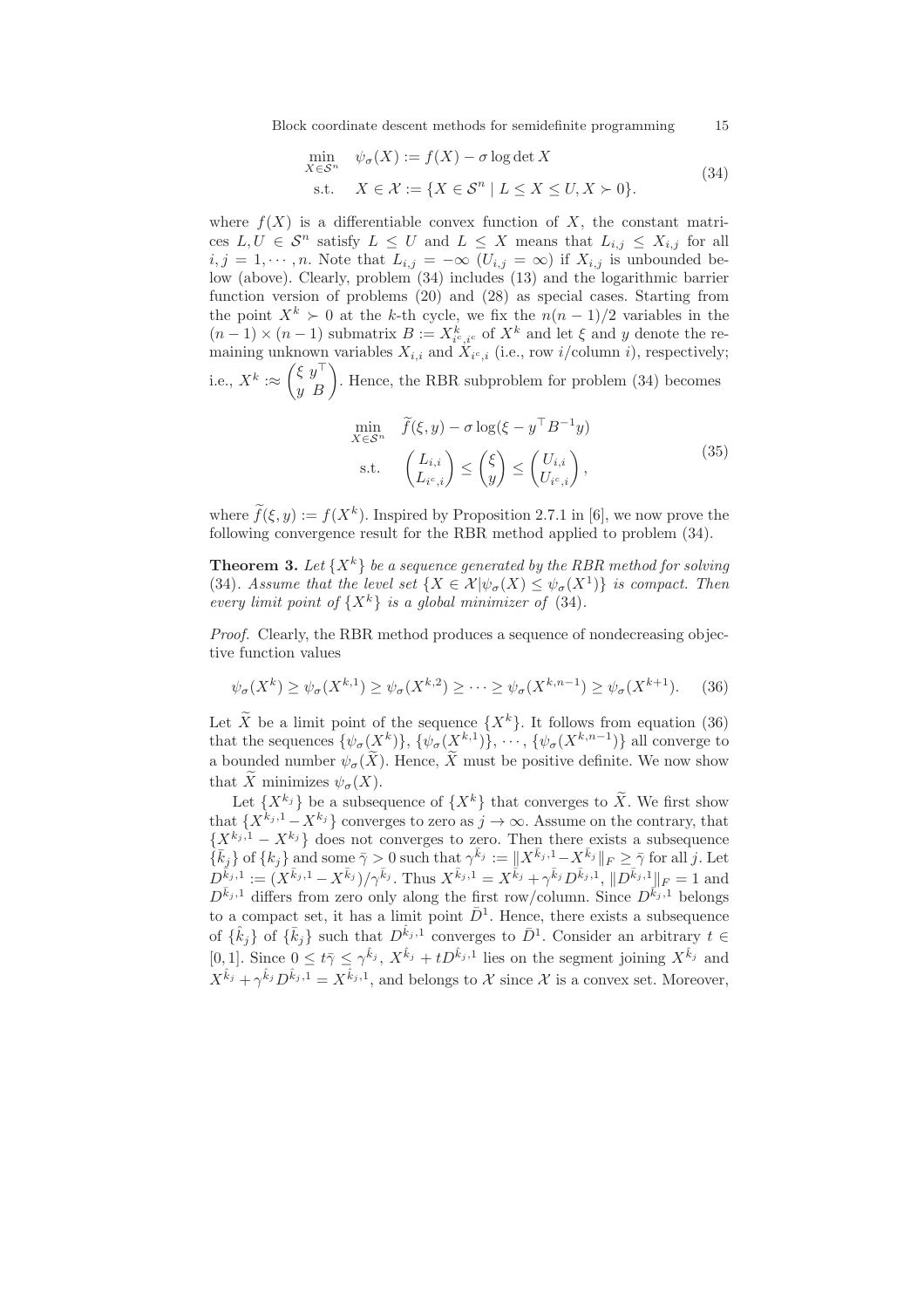$$
\begin{aligned}
\min_{X \in \mathcal{S}^n} \quad & \psi_\sigma(X) := f(X) - \sigma \log \det X \\
\text{s.t.} \quad & X \in \mathcal{X} := \{X \in \mathcal{S}^n \mid L \le X \le U, X \succ 0\}.
\end{aligned}
\tag{34}
$$

where $f(X)$ is a differentiable convex function of $X$, the constant matrices $L, U \in \mathcal{S}^n$ satisfy $L \le U$ and $L \le X$ means that $L_{i,j} \le X_{i,j}$ for all $i, j = 1, \cdots, n$. Note that $L_{i,j} = -\infty$ ($U_{i,j} = \infty$) if $X_{i,j}$ is unbounded below (above). Clearly, problem (34) includes (13) and the logarithmic barrier function version of problems (20) and (28) as special cases. Starting from the point $X^k \succ 0$ at the $k$-th cycle, we fix the $n(n-1)/2$ variables in the $(n-1) \times (n-1)$ submatrix $B := X^k_{i^c,i^c}$ of $X^k$ and let $\xi$ and $y$ denote the remaining unknown variables $X_{i,i}$ and $X_{i^c,i}$ (i.e., row $i$/column $i$), respectively; i.e., $X^k :\approx \begin{pmatrix} \xi & y^\top \\ y & B \end{pmatrix}$. Hence, the RBR subproblem for problem (34) becomes

$$
\begin{aligned}
\min_{X \in \mathcal{S}^n} \quad & \widetilde{f}(\xi, y) - \sigma \log(\xi - y^\top B^{-1} y) \\
\text{s.t.} \quad & \begin{pmatrix} L_{i,i} \\ L_{i^c,i} \end{pmatrix} \le \begin{pmatrix} \xi \\ y \end{pmatrix} \le \begin{pmatrix} U_{i,i} \\ U_{i^c,i} \end{pmatrix},
\end{aligned}
\tag{35}
$$

where $\widetilde{f}(\xi, y) := f(X^k)$. Inspired by Proposition 2.7.1 in [6], we now prove the following convergence result for the RBR method applied to problem (34).

**Theorem 3.** *Let $\{X^k\}$ be a sequence generated by the RBR method for solving (34). Assume that the level set $\{X \in \mathcal{X} | \psi_\sigma(X) \le \psi_\sigma(X^1)\}$ is compact. Then every limit point of $\{X^k\}$ is a global minimizer of (34).*

*Proof.* Clearly, the RBR method produces a sequence of nondecreasing objective function values

$$
\psi_\sigma(X^k) \ge \psi_\sigma(X^{k,1}) \ge \psi_\sigma(X^{k,2}) \ge \cdots \ge \psi_\sigma(X^{k,n-1}) \ge \psi_\sigma(X^{k+1}). \tag{36}
$$

Let $\widetilde{X}$ be a limit point of the sequence $\{X^k\}$. It follows from equation (36) that the sequences $\{\psi_\sigma(X^k)\}$, $\{\psi_\sigma(X^{k,1})\}$, $\cdots$, $\{\psi_\sigma(X^{k,n-1})\}$ all converge to a bounded number $\psi_\sigma(\widetilde{X})$. Hence, $\widetilde{X}$ must be positive definite. We now show that $\widetilde{X}$ minimizes $\psi_\sigma(X)$.

Let $\{X^{k_j}\}$ be a subsequence of $\{X^k\}$ that converges to $\widetilde{X}$. We first show that $\{X^{k_j,1} - X^{k_j}\}$ converges to zero as $j \to \infty$. Assume on the contrary, that $\{X^{k_j,1} - X^{k_j}\}$ does not converges to zero. Then there exists a subsequence $\{\bar{k}_j\}$ of $\{k_j\}$ and some $\bar{\gamma} > 0$ such that $\gamma^{\bar{k}_j} := \|X^{\bar{k}_j,1} - X^{\bar{k}_j}\|_F \ge \bar{\gamma}$ for all $j$. Let $D^{\bar{k}_j,1} := (X^{\bar{k}_j,1} - X^{\bar{k}_j})/\gamma^{\bar{k}_j}$. Thus $X^{\bar{k}_j,1} = X^{\bar{k}_j} + \gamma^{\bar{k}_j} D^{\bar{k}_j,1}$, $\|D^{\bar{k}_j,1}\|_F = 1$ and $D^{\bar{k}_j,1}$ differs from zero only along the first row/column. Since $D^{\bar{k}_j,1}$ belongs to a compact set, it has a limit point $\bar{D}^1$. Hence, there exists a subsequence of $\{\hat{k}_j\}$ of $\{\bar{k}_j\}$ such that $D^{\hat{k}_j,1}$ converges to $\bar{D}^1$. Consider an arbitrary $t \in [0,1]$. Since $0 \le t\bar{\gamma} \le \gamma^{\hat{k}_j}$, $X^{\hat{k}_j} + tD^{\hat{k}_j,1}$ lies on the segment joining $X^{\hat{k}_j}$ and $X^{\hat{k}_j} + \gamma^{\hat{k}_j} D^{\hat{k}_j,1} = X^{\hat{k}_j,1}$, and belongs to $\mathcal{X}$ since $\mathcal{X}$ is a convex set. Moreover,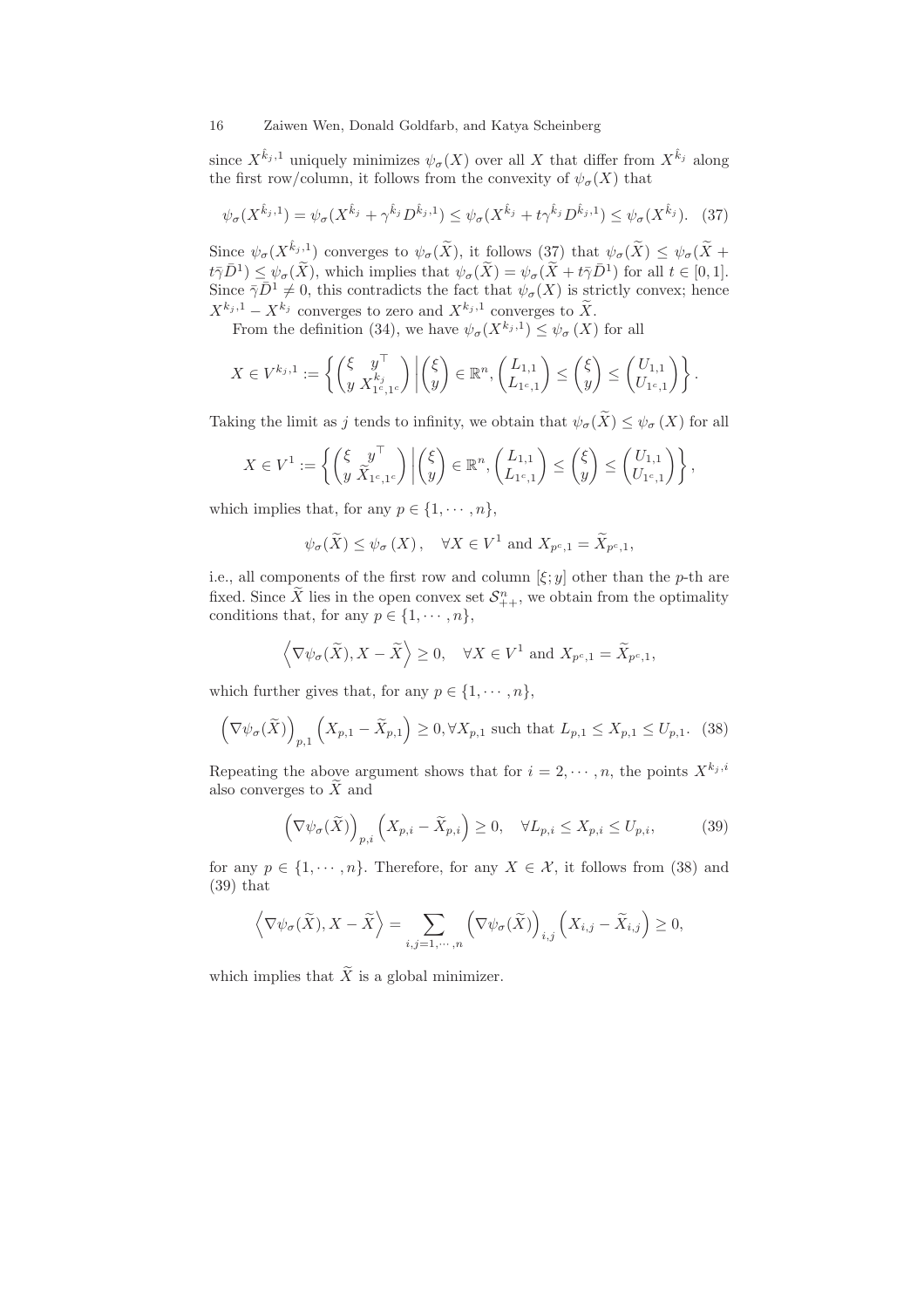since $X^{\hat{k}_j,1}$ uniquely minimizes $\psi_\sigma(X)$ over all $X$ that differ from $X^{\hat{k}_j}$ along the first row/column, it follows from the convexity of $\psi_\sigma(X)$ that

$$\psi_\sigma(X^{\hat{k}_j,1}) = \psi_\sigma(X^{\hat{k}_j} + \gamma^{\hat{k}_j} D^{\hat{k}_j,1}) \le \psi_\sigma(X^{\hat{k}_j} + t\gamma^{\hat{k}_j} D^{\hat{k}_j,1}) \le \psi_\sigma(X^{\hat{k}_j}). \quad (37)$$

Since $\psi_\sigma(X^{\hat{k}_j,1})$ converges to $\psi_\sigma(\widetilde{X})$, it follows (37) that $\psi_\sigma(\widetilde{X}) \le \psi_\sigma(\widetilde{X} + t\bar{\gamma}\bar{D}^1) \le \psi_\sigma(\widetilde{X})$, which implies that $\psi_\sigma(\widetilde{X}) = \psi_\sigma(\widetilde{X} + t\bar{\gamma}\bar{D}^1)$ for all $t \in [0,1]$. Since $\bar{\gamma}\bar{D}^1 \neq 0$, this contradicts the fact that $\psi_\sigma(X)$ is strictly convex; hence $X^{k_j,1} - X^{k_j}$ converges to zero and $X^{k_j,1}$ converges to $\widetilde{X}$.

From the definition (34), we have $\psi_\sigma(X^{k_j,1}) \le \psi_\sigma(X)$ for all

$$X \in V^{k_j,1} := \left\{ \begin{pmatrix} \xi & y^\top \\ y & X^{k_j}_{1^c,1^c} \end{pmatrix} \middle| \begin{pmatrix} \xi \\ y \end{pmatrix} \in \mathbb{R}^n, \begin{pmatrix} L_{1,1} \\ L_{1^c,1} \end{pmatrix} \le \begin{pmatrix} \xi \\ y \end{pmatrix} \le \begin{pmatrix} U_{1,1} \\ U_{1^c,1} \end{pmatrix} \right\}.$$

Taking the limit as $j$ tends to infinity, we obtain that $\psi_\sigma(\widetilde{X}) \le \psi_\sigma(X)$ for all

$$X \in V^1 := \left\{ \begin{pmatrix} \xi & y^\top \\ y & \widetilde{X}_{1^c,1^c} \end{pmatrix} \middle| \begin{pmatrix} \xi \\ y \end{pmatrix} \in \mathbb{R}^n, \begin{pmatrix} L_{1,1} \\ L_{1^c,1} \end{pmatrix} \le \begin{pmatrix} \xi \\ y \end{pmatrix} \le \begin{pmatrix} U_{1,1} \\ U_{1^c,1} \end{pmatrix} \right\},$$

which implies that, for any $p \in \{1, \cdots, n\}$,

$$\psi_\sigma(\widetilde{X}) \le \psi_\sigma(X), \quad \forall X \in V^1 \text{ and } X_{p^c,1} = \widetilde{X}_{p^c,1},$$

i.e., all components of the first row and column $[\xi; y]$ other than the $p$-th are fixed. Since $\widetilde{X}$ lies in the open convex set $\mathcal{S}^n_{++}$, we obtain from the optimality conditions that, for any $p \in \{1, \cdots, n\}$,

$$\left\langle \nabla\psi_\sigma(\widetilde{X}), X - \widetilde{X} \right\rangle \ge 0, \quad \forall X \in V^1 \text{ and } X_{p^c,1} = \widetilde{X}_{p^c,1},$$

which further gives that, for any $p \in \{1, \cdots, n\}$,

$$\left(\nabla\psi_\sigma(\widetilde{X})\right)_{p,1} \left(X_{p,1} - \widetilde{X}_{p,1}\right) \ge 0, \forall X_{p,1} \text{ such that } L_{p,1} \le X_{p,1} \le U_{p,1}. \quad (38)$$

Repeating the above argument shows that for $i = 2, \cdots, n$, the points $X^{k_j,i}$ also converges to $\widetilde{X}$ and

$$\left(\nabla\psi_\sigma(\widetilde{X})\right)_{p,i} \left(X_{p,i} - \widetilde{X}_{p,i}\right) \ge 0, \quad \forall L_{p,i} \le X_{p,i} \le U_{p,i}, \quad (39)$$

for any $p \in \{1, \cdots, n\}$. Therefore, for any $X \in \mathcal{X}$, it follows from (38) and (39) that

$$\left\langle \nabla\psi_\sigma(\widetilde{X}), X - \widetilde{X} \right\rangle = \sum_{i,j=1,\cdots,n} \left(\nabla\psi_\sigma(\widetilde{X})\right)_{i,j} \left(X_{i,j} - \widetilde{X}_{i,j}\right) \ge 0,$$

which implies that $\widetilde{X}$ is a global minimizer.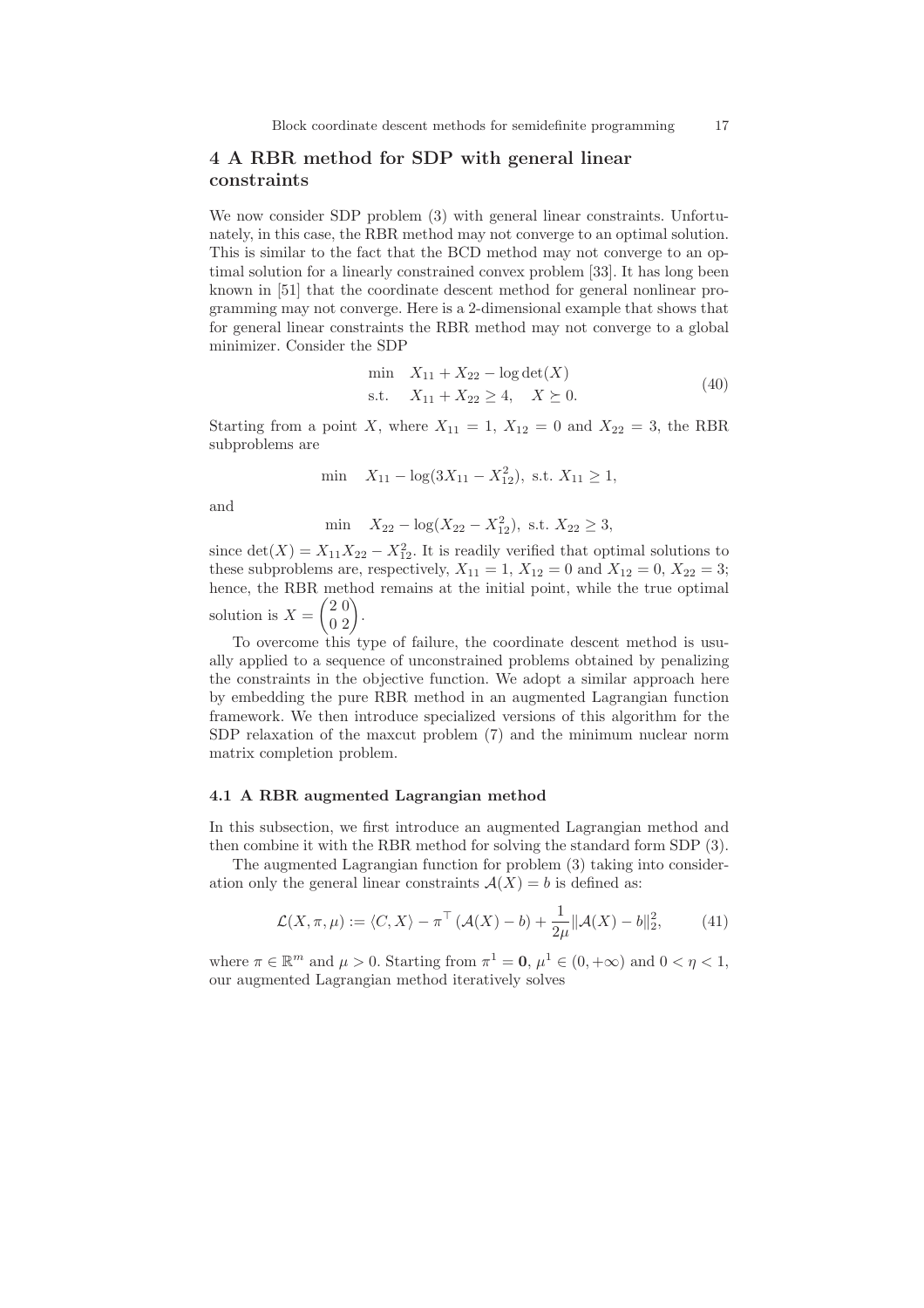## 4 A RBR method for SDP with general linear constraints

We now consider SDP problem (3) with general linear constraints. Unfortunately, in this case, the RBR method may not converge to an optimal solution. This is similar to the fact that the BCD method may not converge to an optimal solution for a linearly constrained convex problem [33]. It has long been known in [51] that the coordinate descent method for general nonlinear programming may not converge. Here is a 2-dimensional example that shows that for general linear constraints the RBR method may not converge to a global minimizer. Consider the SDP

$$
\begin{aligned}
\min \quad & X_{11} + X_{22} - \log\det(X) \\
\text{s.t.} \quad & X_{11} + X_{22} \geq 4, \quad X \succeq 0.
\end{aligned}
\tag{40}
$$

Starting from a point $X$, where $X_{11} = 1$, $X_{12} = 0$ and $X_{22} = 3$, the RBR subproblems are

$$
\min \quad X_{11} - \log(3X_{11} - X_{12}^2), \text{ s.t. } X_{11} \geq 1,
$$

and

$$
\min \quad X_{22} - \log(X_{22} - X_{12}^2), \text{ s.t. } X_{22} \geq 3,
$$

since $\det(X) = X_{11}X_{22} - X_{12}^2$. It is readily verified that optimal solutions to these subproblems are, respectively, $X_{11} = 1$, $X_{12} = 0$ and $X_{12} = 0$, $X_{22} = 3$; hence, the RBR method remains at the initial point, while the true optimal solution is $X = \begin{pmatrix} 2 & 0 \\ 0 & 2 \end{pmatrix}$.

To overcome this type of failure, the coordinate descent method is usually applied to a sequence of unconstrained problems obtained by penalizing the constraints in the objective function. We adopt a similar approach here by embedding the pure RBR method in an augmented Lagrangian function framework. We then introduce specialized versions of this algorithm for the SDP relaxation of the maxcut problem (7) and the minimum nuclear norm matrix completion problem.

### 4.1 A RBR augmented Lagrangian method

In this subsection, we first introduce an augmented Lagrangian method and then combine it with the RBR method for solving the standard form SDP (3).

The augmented Lagrangian function for problem (3) taking into consideration only the general linear constraints $\mathcal{A}(X) = b$ is defined as:

$$
\mathcal{L}(X, \pi, \mu) := \langle C, X \rangle - \pi^\top (\mathcal{A}(X) - b) + \frac{1}{2\mu} \|\mathcal{A}(X) - b\|_2^2,
\tag{41}
$$

where $\pi \in \mathbb{R}^m$ and $\mu > 0$. Starting from $\pi^1 = \mathbf{0}$, $\mu^1 \in (0, +\infty)$ and $0 < \eta < 1$, our augmented Lagrangian method iteratively solves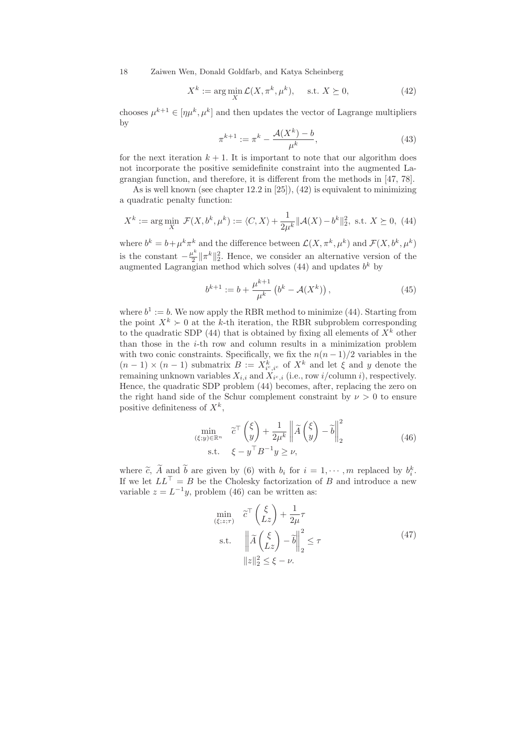$$X^k := \arg\min_X \mathcal{L}(X, \pi^k, \mu^k), \quad \text{s.t. } X \succeq 0, \tag{42}$$

chooses $\mu^{k+1} \in [\eta\mu^k, \mu^k]$ and then updates the vector of Lagrange multipliers by

$$\pi^{k+1} := \pi^k - \frac{\mathcal{A}(X^k) - b}{\mu^k}, \tag{43}$$

for the next iteration $k+1$. It is important to note that our algorithm does not incorporate the positive semidefinite constraint into the augmented Lagrangian function, and therefore, it is different from the methods in [47, 78].

As is well known (see chapter 12.2 in [25]), (42) is equivalent to minimizing a quadratic penalty function:

$$X^k := \arg\min_X \ \mathcal{F}(X, b^k, \mu^k) := \langle C, X\rangle + \frac{1}{2\mu^k}\|\mathcal{A}(X) - b^k\|_2^2, \text{ s.t. } X \succeq 0, \tag{44}$$

where $b^k = b + \mu^k \pi^k$ and the difference between $\mathcal{L}(X, \pi^k, \mu^k)$ and $\mathcal{F}(X, b^k, \mu^k)$ is the constant $-\frac{\mu^k}{2}\|\pi^k\|_2^2$. Hence, we consider an alternative version of the augmented Lagrangian method which solves (44) and updates $b^k$ by

$$b^{k+1} := b + \frac{\mu^{k+1}}{\mu^k}\left(b^k - \mathcal{A}(X^k)\right), \tag{45}$$

where $b^1 := b$. We now apply the RBR method to minimize (44). Starting from the point $X^k \succ 0$ at the $k$-th iteration, the RBR subproblem corresponding to the quadratic SDP (44) that is obtained by fixing all elements of $X^k$ other than those in the $i$-th row and column results in a minimization problem with two conic constraints. Specifically, we fix the $n(n-1)/2$ variables in the $(n-1) \times (n-1)$ submatrix $B := X^k_{i^c, i^c}$ of $X^k$ and let $\xi$ and $y$ denote the remaining unknown variables $X_{i,i}$ and $X_{i^c,i}$ (i.e., row $i$/column $i$), respectively. Hence, the quadratic SDP problem (44) becomes, after, replacing the zero on the right hand side of the Schur complement constraint by $\nu > 0$ to ensure positive definiteness of $X^k$,

$$\begin{aligned} \min_{(\xi; y) \in \mathbb{R}^n} \quad & \widetilde{c}^\top \begin{pmatrix} \xi \\ y \end{pmatrix} + \frac{1}{2\mu^k}\left\|\widetilde{A}\begin{pmatrix} \xi \\ y \end{pmatrix} - \widetilde{b}\right\|_2^2 \\ \text{s.t.} \quad & \xi - y^\top B^{-1} y \geq \nu, \end{aligned} \tag{46}$$

where $\widetilde{c}$, $\widetilde{A}$ and $\widetilde{b}$ are given by (6) with $b_i$ for $i = 1, \cdots, m$ replaced by $b_i^k$. If we let $LL^\top = B$ be the Cholesky factorization of $B$ and introduce a new variable $z = L^{-1}y$, problem (46) can be written as:

$$\begin{aligned} \min_{(\xi; z; \tau)} \quad & \widetilde{c}^\top \begin{pmatrix} \xi \\ Lz \end{pmatrix} + \frac{1}{2\mu}\tau \\ \text{s.t.} \quad & \left\|\widetilde{A}\begin{pmatrix} \xi \\ Lz \end{pmatrix} - \widetilde{b}\right\|_2^2 \leq \tau \\ & \|z\|_2^2 \leq \xi - \nu. \end{aligned} \tag{47}$$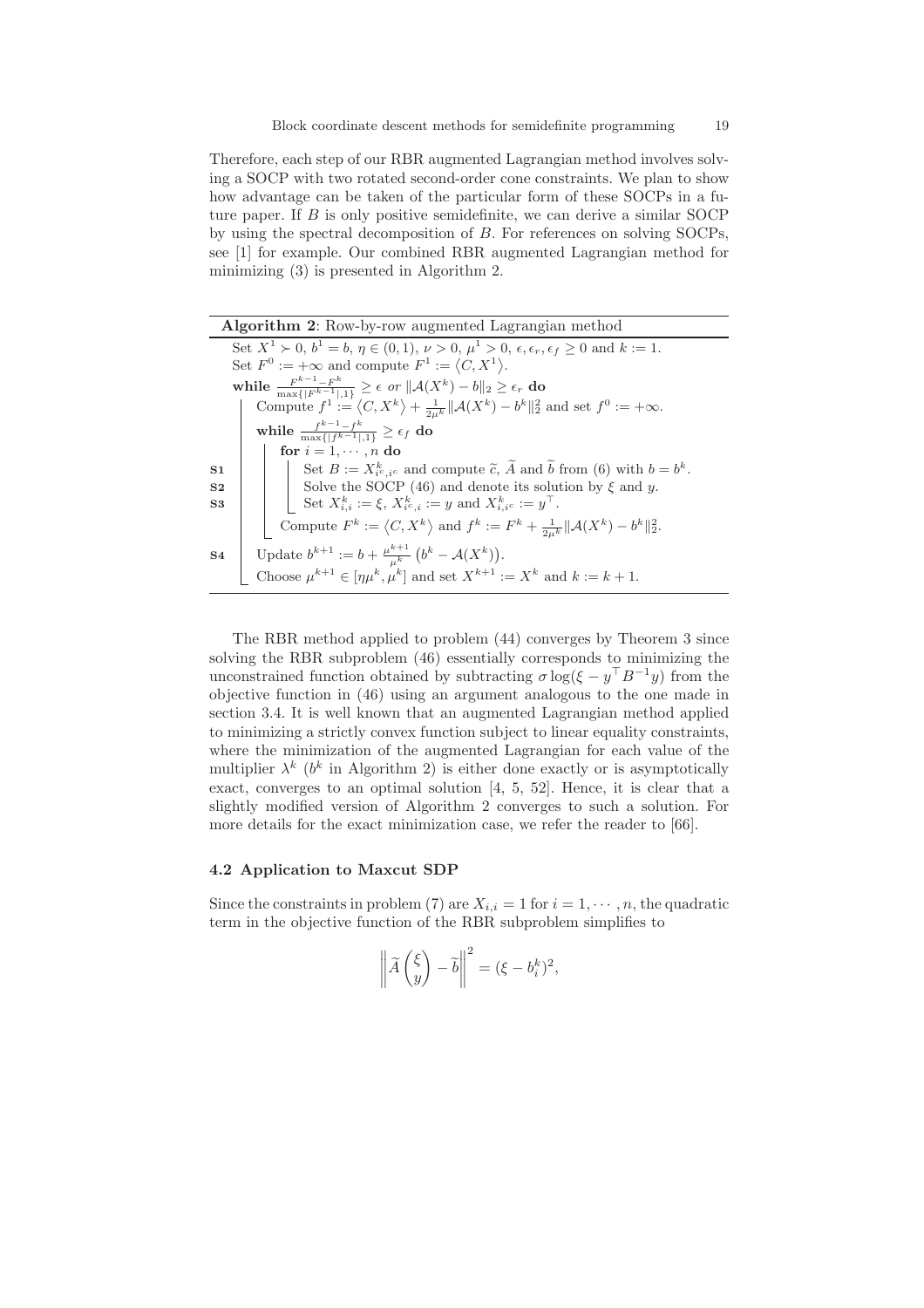Therefore, each step of our RBR augmented Lagrangian method involves solving a SOCP with two rotated second-order cone constraints. We plan to show how advantage can be taken of the particular form of these SOCPs in a future paper. If $B$ is only positive semidefinite, we can derive a similar SOCP by using the spectral decomposition of $B$. For references on solving SOCPs, see [1] for example. Our combined RBR augmented Lagrangian method for minimizing (3) is presented in Algorithm 2.

---

**Algorithm 2**: Row-by-row augmented Lagrangian method

---

Set $X^1 \succ 0$, $b^1 = b$, $\eta \in (0,1)$, $\nu > 0$, $\mu^1 > 0$, $\epsilon, \epsilon_r, \epsilon_f \geq 0$ and $k := 1$.
Set $F^0 := +\infty$ and compute $F^1 := \langle C, X^1 \rangle$.
**while** $\frac{F^{k-1} - F^k}{\max\{|F^{k-1}|,1\}} \geq \epsilon$ *or* $\|\mathcal{A}(X^k) - b\|_2 \geq \epsilon_r$ **do**
  Compute $f^1 := \langle C, X^k \rangle + \frac{1}{2\mu^k}\|\mathcal{A}(X^k) - b^k\|_2^2$ and set $f^0 := +\infty$.
  **while** $\frac{f^{k-1} - f^k}{\max\{|f^{k-1}|,1\}} \geq \epsilon_f$ **do**
    **for** $i = 1, \cdots, n$ **do**
**S1**      Set $B := X^k_{i^c,i^c}$ and compute $\widetilde{c}$, $\widetilde{A}$ and $\widetilde{b}$ from (6) with $b = b^k$.
**S2**      Solve the SOCP (46) and denote its solution by $\xi$ and $y$.
**S3**      Set $X^k_{i,i} := \xi$, $X^k_{i^c,i} := y$ and $X^k_{i,i^c} := y^\top$.
    Compute $F^k := \langle C, X^k \rangle$ and $f^k := F^k + \frac{1}{2\mu^k}\|\mathcal{A}(X^k) - b^k\|_2^2$.
**S4**  Update $b^{k+1} := b + \frac{\mu^{k+1}}{\mu^k}\left(b^k - \mathcal{A}(X^k)\right)$.
  Choose $\mu^{k+1} \in [\eta\mu^k, \mu^k]$ and set $X^{k+1} := X^k$ and $k := k+1$.

---

The RBR method applied to problem (44) converges by Theorem 3 since solving the RBR subproblem (46) essentially corresponds to minimizing the unconstrained function obtained by subtracting $\sigma \log(\xi - y^\top B^{-1} y)$ from the objective function in (46) using an argument analogous to the one made in section 3.4. It is well known that an augmented Lagrangian method applied to minimizing a strictly convex function subject to linear equality constraints, where the minimization of the augmented Lagrangian for each value of the multiplier $\lambda^k$ ($b^k$ in Algorithm 2) is either done exactly or is asymptotically exact, converges to an optimal solution [4, 5, 52]. Hence, it is clear that a slightly modified version of Algorithm 2 converges to such a solution. For more details for the exact minimization case, we refer the reader to [66].

### 4.2 Application to Maxcut SDP

Since the constraints in problem (7) are $X_{i,i} = 1$ for $i = 1, \cdots, n$, the quadratic term in the objective function of the RBR subproblem simplifies to

$$\left\| \widetilde{A} \begin{pmatrix} \xi \\ y \end{pmatrix} - \widetilde{b} \right\|^2 = (\xi - b_i^k)^2,$$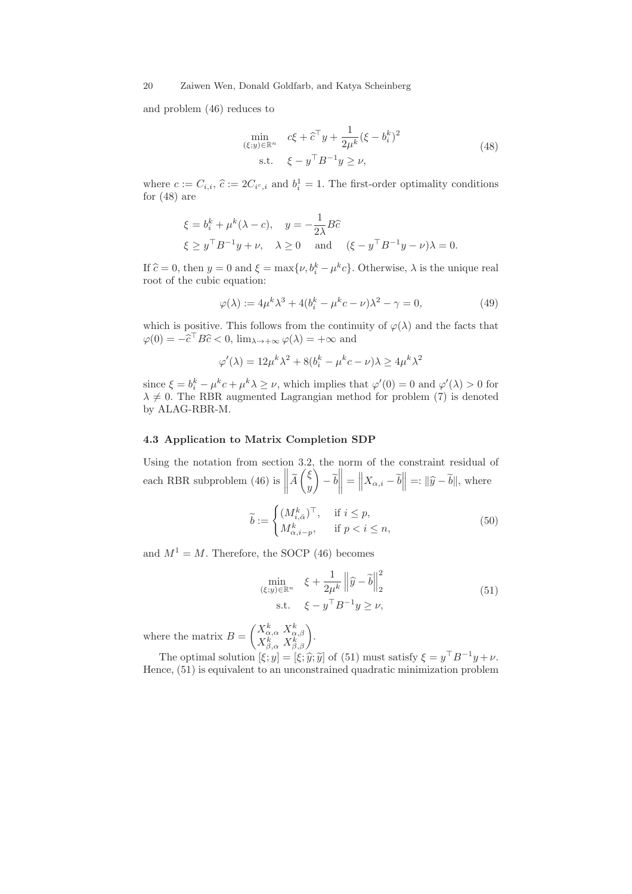and problem (46) reduces to

$$
\begin{aligned}
\min_{(\xi;y)\in\mathbb{R}^n} \quad & c\xi + \widehat{c}^\top y + \frac{1}{2\mu^k}(\xi - b_i^k)^2 \\
\text{s.t.} \quad & \xi - y^\top B^{-1} y \geq \nu,
\end{aligned}
\tag{48}
$$

where $c := C_{i,i}$, $\widehat{c} := 2C_{i^c,i}$ and $b_i^1 = 1$. The first-order optimality conditions for (48) are

$$
\begin{aligned}
&\xi = b_i^k + \mu^k(\lambda - c), \quad y = -\frac{1}{2\lambda} B\widehat{c} \\
&\xi \geq y^\top B^{-1} y + \nu, \quad \lambda \geq 0 \quad \text{and} \quad (\xi - y^\top B^{-1} y - \nu)\lambda = 0.
\end{aligned}
$$

If $\widehat{c} = 0$, then $y = 0$ and $\xi = \max\{\nu, b_i^k - \mu^k c\}$. Otherwise, $\lambda$ is the unique real root of the cubic equation:

$$
\varphi(\lambda) := 4\mu^k \lambda^3 + 4(b_i^k - \mu^k c - \nu)\lambda^2 - \gamma = 0, \tag{49}
$$

which is positive. This follows from the continuity of $\varphi(\lambda)$ and the facts that $\varphi(0) = -\widehat{c}^\top B\widehat{c} < 0$, $\lim_{\lambda\to+\infty}\varphi(\lambda) = +\infty$ and

$$
\varphi'(\lambda) = 12\mu^k\lambda^2 + 8(b_i^k - \mu^k c - \nu)\lambda \geq 4\mu^k\lambda^2
$$

since $\xi = b_i^k - \mu^k c + \mu^k \lambda \geq \nu$, which implies that $\varphi'(0) = 0$ and $\varphi'(\lambda) > 0$ for $\lambda \neq 0$. The RBR augmented Lagrangian method for problem (7) is denoted by ALAG-RBR-M.

### 4.3 Application to Matrix Completion SDP

Using the notation from section 3.2, the norm of the constraint residual of each RBR subproblem (46) is $\left\|\widetilde{A}\begin{pmatrix}\xi\\ y\end{pmatrix} - \widetilde{b}\right\| = \left\|X_{\alpha,i} - \widetilde{b}\right\| =: \|\widehat{y} - \widetilde{b}\|$, where

$$
\widetilde{b} := \begin{cases} (M^k_{i,\bar{\alpha}})^\top, & \text{if } i \leq p, \\ M^k_{\alpha,i-p}, & \text{if } p < i \leq n, \end{cases} \tag{50}
$$

and $M^1 = M$. Therefore, the SOCP (46) becomes

$$
\begin{aligned}
\min_{(\xi;y)\in\mathbb{R}^n} \quad & \xi + \frac{1}{2\mu^k}\left\|\widehat{y} - \widetilde{b}\right\|_2^2 \\
\text{s.t.} \quad & \xi - y^\top B^{-1} y \geq \nu,
\end{aligned}
\tag{51}
$$

where the matrix $B = \begin{pmatrix} X^k_{\alpha,\alpha} & X^k_{\alpha,\beta} \\ X^k_{\beta,\alpha} & X^k_{\beta,\beta}\end{pmatrix}$.

The optimal solution $[\xi; y] = [\xi; \widehat{y}; \widetilde{y}]$ of (51) must satisfy $\xi = y^\top B^{-1} y + \nu$. Hence, (51) is equivalent to an unconstrained quadratic minimization problem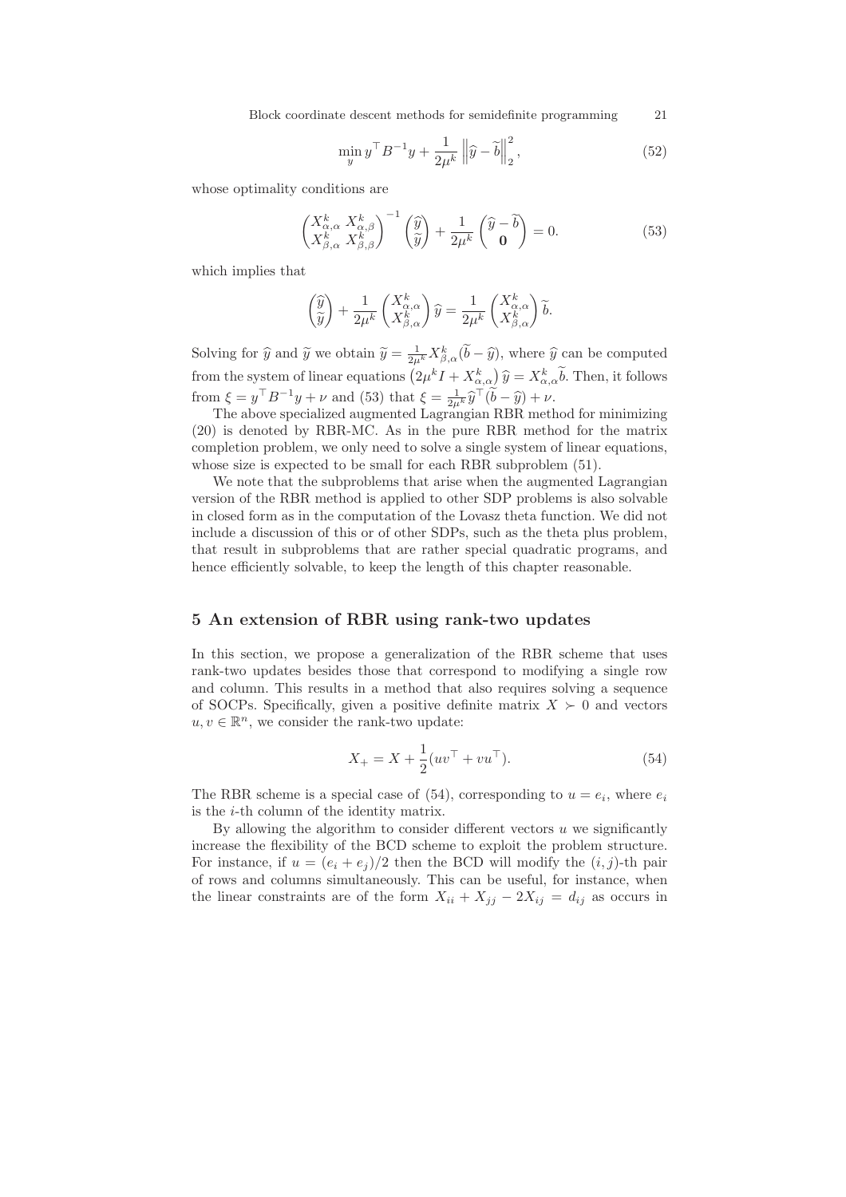$$\min_{y} y^\top B^{-1} y + \frac{1}{2\mu^k} \left\| \widehat{y} - \widetilde{b} \right\|_2^2, \tag{52}$$

whose optimality conditions are

$$\begin{pmatrix} X^k_{\alpha,\alpha} & X^k_{\alpha,\beta} \\ X^k_{\beta,\alpha} & X^k_{\beta,\beta} \end{pmatrix}^{-1} \begin{pmatrix} \widehat{y} \\ \widetilde{y} \end{pmatrix} + \frac{1}{2\mu^k} \begin{pmatrix} \widehat{y} - \widetilde{b} \\ \mathbf{0} \end{pmatrix} = 0. \tag{53}$$

which implies that

$$\begin{pmatrix} \widehat{y} \\ \widetilde{y} \end{pmatrix} + \frac{1}{2\mu^k} \begin{pmatrix} X^k_{\alpha,\alpha} \\ X^k_{\beta,\alpha} \end{pmatrix} \widehat{y} = \frac{1}{2\mu^k} \begin{pmatrix} X^k_{\alpha,\alpha} \\ X^k_{\beta,\alpha} \end{pmatrix} \widetilde{b}.$$

Solving for $\widehat{y}$ and $\widetilde{y}$ we obtain $\widetilde{y} = \frac{1}{2\mu^k} X^k_{\beta,\alpha}(\widetilde{b} - \widehat{y})$, where $\widehat{y}$ can be computed from the system of linear equations $\left(2\mu^k I + X^k_{\alpha,\alpha}\right)\widehat{y} = X^k_{\alpha,\alpha}\widetilde{b}$. Then, it follows from $\xi = y^\top B^{-1} y + \nu$ and (53) that $\xi = \frac{1}{2\mu^k} \widehat{y}^\top (\widetilde{b} - \widehat{y}) + \nu$.

The above specialized augmented Lagrangian RBR method for minimizing (20) is denoted by RBR-MC. As in the pure RBR method for the matrix completion problem, we only need to solve a single system of linear equations, whose size is expected to be small for each RBR subproblem (51).

We note that the subproblems that arise when the augmented Lagrangian version of the RBR method is applied to other SDP problems is also solvable in closed form as in the computation of the Lovasz theta function. We did not include a discussion of this or of other SDPs, such as the theta plus problem, that result in subproblems that are rather special quadratic programs, and hence efficiently solvable, to keep the length of this chapter reasonable.

## 5 An extension of RBR using rank-two updates

In this section, we propose a generalization of the RBR scheme that uses rank-two updates besides those that correspond to modifying a single row and column. This results in a method that also requires solving a sequence of SOCPs. Specifically, given a positive definite matrix $X \succ 0$ and vectors $u, v \in \mathbb{R}^n$, we consider the rank-two update:

$$X_+ = X + \frac{1}{2}(uv^\top + vu^\top). \tag{54}$$

The RBR scheme is a special case of (54), corresponding to $u = e_i$, where $e_i$ is the $i$-th column of the identity matrix.

By allowing the algorithm to consider different vectors $u$ we significantly increase the flexibility of the BCD scheme to exploit the problem structure. For instance, if $u = (e_i + e_j)/2$ then the BCD will modify the $(i, j)$-th pair of rows and columns simultaneously. This can be useful, for instance, when the linear constraints are of the form $X_{ii} + X_{jj} - 2X_{ij} = d_{ij}$ as occurs in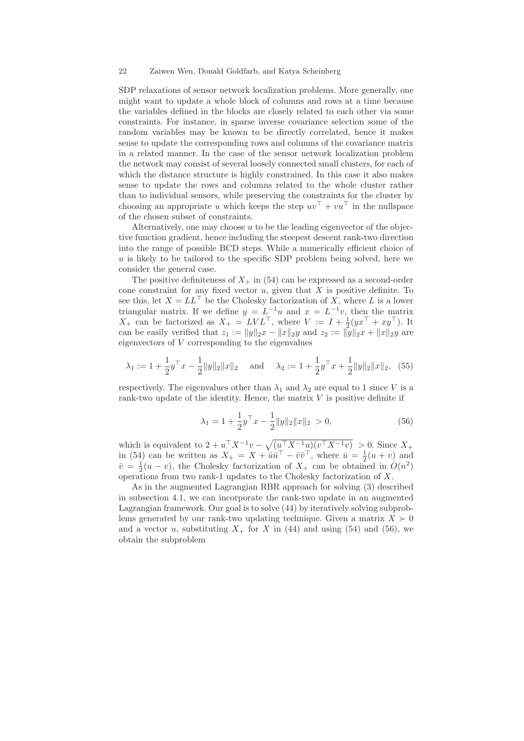SDP relaxations of sensor network localization problems. More generally, one might want to update a whole block of columns and rows at a time because the variables defined in the blocks are closely related to each other via some constraints. For instance, in sparse inverse covariance selection some of the random variables may be known to be directly correlated, hence it makes sense to update the corresponding rows and columns of the covariance matrix in a related manner. In the case of the sensor network localization problem the network may consist of several loosely connected small clusters, for each of which the distance structure is highly constrained. In this case it also makes sense to update the rows and columns related to the whole cluster rather than to individual sensors, while preserving the constraints for the cluster by choosing an appropriate $u$ which keeps the step $uv^\top + vu^\top$ in the nullspace of the chosen subset of constraints.

Alternatively, one may choose $u$ to be the leading eigenvector of the objective function gradient, hence including the steepest descent rank-two direction into the range of possible BCD steps. While a numerically efficient choice of $u$ is likely to be tailored to the specific SDP problem being solved, here we consider the general case.

The positive definiteness of $X_+$ in (54) can be expressed as a second-order cone constraint for any fixed vector $u$, given that $X$ is positive definite. To see this, let $X = LL^\top$ be the Cholesky factorization of $X$, where $L$ is a lower triangular matrix. If we define $y = L^{-1}u$ and $x = L^{-1}v$, then the matrix $X_+$ can be factorized as $X_+ = LVL^\top$, where $V := I + \frac{1}{2}(yx^\top + xy^\top)$. It can be easily verified that $z_1 := \|y\|_2 x - \|x\|_2 y$ and $z_2 := \|y\|_2 x + \|x\|_2 y$ are eigenvectors of $V$ corresponding to the eigenvalues

$$\lambda_1 := 1 + \frac{1}{2}y^\top x - \frac{1}{2}\|y\|_2\|x\|_2 \quad \text{and} \quad \lambda_2 := 1 + \frac{1}{2}y^\top x + \frac{1}{2}\|y\|_2\|x\|_2, \tag{55}$$

respectively. The eigenvalues other than $\lambda_1$ and $\lambda_2$ are equal to 1 since $V$ is a rank-two update of the identity. Hence, the matrix $V$ is positive definite if

$$\lambda_1 = 1 + \frac{1}{2}y^\top x - \frac{1}{2}\|y\|_2\|x\|_2 \; > 0, \tag{56}$$

which is equivalent to $2 + u^\top X^{-1} v - \sqrt{(u^\top X^{-1} u)(v^\top X^{-1} v)} \; > 0$. Since $X_+$ in (54) can be written as $X_+ = X + \bar{u}\bar{u}^\top - \bar{v}\bar{v}^\top$, where $\bar{u} = \frac{1}{2}(u+v)$ and $\bar{v} = \frac{1}{2}(u-v)$, the Cholesky factorization of $X_+$ can be obtained in $O(n^2)$ operations from two rank-1 updates to the Cholesky factorization of $X$.

As in the augmented Lagrangian RBR approach for solving (3) described in subsection 4.1, we can incorporate the rank-two update in an augmented Lagrangian framework. Our goal is to solve (44) by iteratively solving subproblems generated by our rank-two updating technique. Given a matrix $X \succ 0$ and a vector $u$, substituting $X_+$ for $X$ in (44) and using (54) and (56), we obtain the subproblem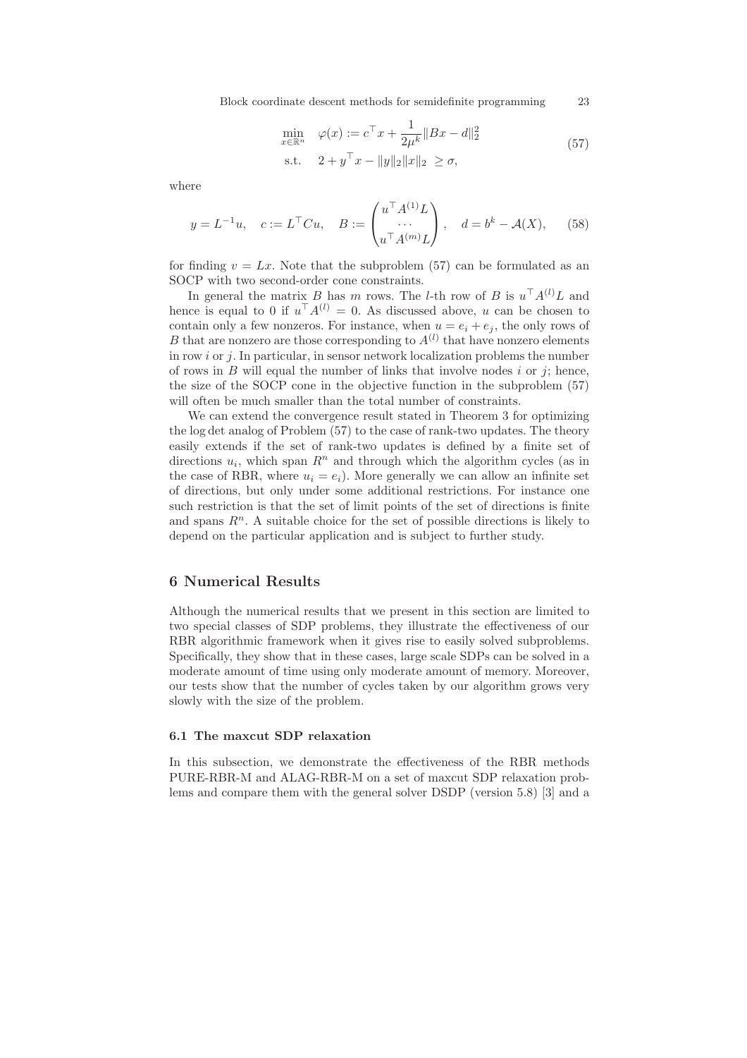$$
\begin{aligned}
\min_{x \in \mathbb{R}^n} \quad & \varphi(x) := c^\top x + \frac{1}{2\mu^k} \|Bx - d\|_2^2 \\
\text{s.t.} \quad & 2 + y^\top x - \|y\|_2 \|x\|_2 \ \geq \sigma,
\end{aligned}
\tag{57}
$$

where

$$
y = L^{-1} u, \quad c := L^\top C u, \quad B := \begin{pmatrix} u^\top A^{(1)} L \\ \cdots \\ u^\top A^{(m)} L \end{pmatrix}, \quad d = b^k - \mathcal{A}(X), \tag{58}
$$

for finding $v = Lx$. Note that the subproblem (57) can be formulated as an SOCP with two second-order cone constraints.

In general the matrix $B$ has $m$ rows. The $l$-th row of $B$ is $u^\top A^{(l)} L$ and hence is equal to 0 if $u^\top A^{(l)} = 0$. As discussed above, $u$ can be chosen to contain only a few nonzeros. For instance, when $u = e_i + e_j$, the only rows of $B$ that are nonzero are those corresponding to $A^{(l)}$ that have nonzero elements in row $i$ or $j$. In particular, in sensor network localization problems the number of rows in $B$ will equal the number of links that involve nodes $i$ or $j$; hence, the size of the SOCP cone in the objective function in the subproblem (57) will often be much smaller than the total number of constraints.

We can extend the convergence result stated in Theorem 3 for optimizing the log det analog of Problem (57) to the case of rank-two updates. The theory easily extends if the set of rank-two updates is defined by a finite set of directions $u_i$, which span $R^n$ and through which the algorithm cycles (as in the case of RBR, where $u_i = e_i$). More generally we can allow an infinite set of directions, but only under some additional restrictions. For instance one such restriction is that the set of limit points of the set of directions is finite and spans $R^n$. A suitable choice for the set of possible directions is likely to depend on the particular application and is subject to further study.

## 6 Numerical Results

Although the numerical results that we present in this section are limited to two special classes of SDP problems, they illustrate the effectiveness of our RBR algorithmic framework when it gives rise to easily solved subproblems. Specifically, they show that in these cases, large scale SDPs can be solved in a moderate amount of time using only moderate amount of memory. Moreover, our tests show that the number of cycles taken by our algorithm grows very slowly with the size of the problem.

### 6.1 The maxcut SDP relaxation

In this subsection, we demonstrate the effectiveness of the RBR methods PURE-RBR-M and ALAG-RBR-M on a set of maxcut SDP relaxation problems and compare them with the general solver DSDP (version 5.8) [3] and a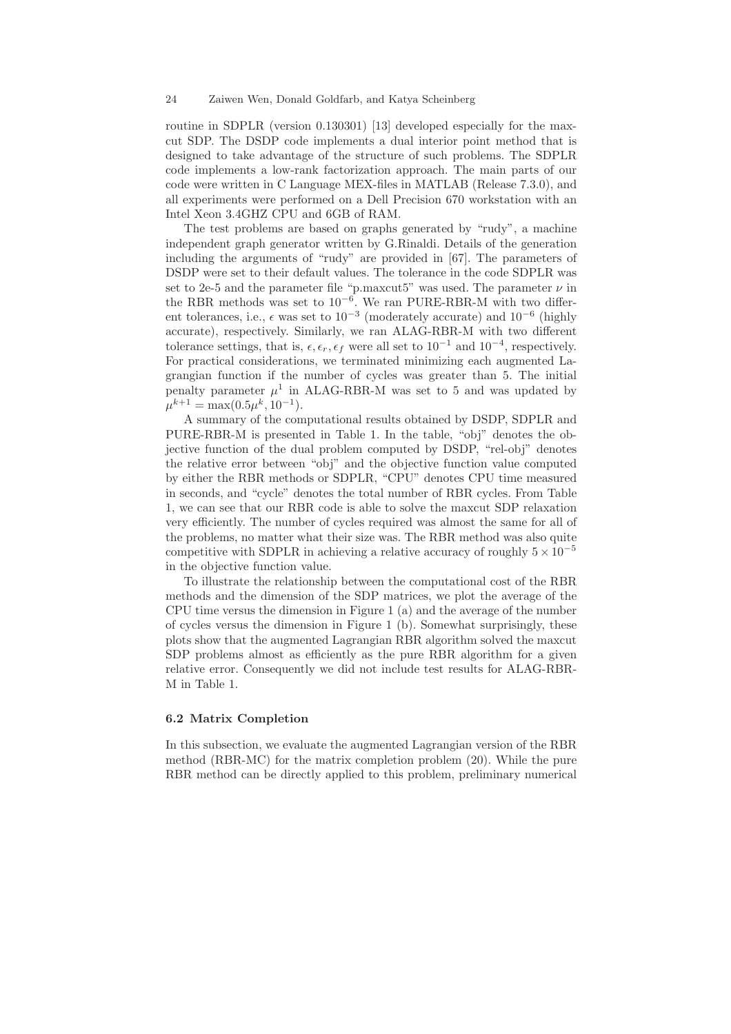routine in SDPLR (version 0.130301) [13] developed especially for the maxcut SDP. The DSDP code implements a dual interior point method that is designed to take advantage of the structure of such problems. The SDPLR code implements a low-rank factorization approach. The main parts of our code were written in C Language MEX-files in MATLAB (Release 7.3.0), and all experiments were performed on a Dell Precision 670 workstation with an Intel Xeon 3.4GHZ CPU and 6GB of RAM.

The test problems are based on graphs generated by "rudy", a machine independent graph generator written by G.Rinaldi. Details of the generation including the arguments of "rudy" are provided in [67]. The parameters of DSDP were set to their default values. The tolerance in the code SDPLR was set to 2e-5 and the parameter file "p.maxcut5" was used. The parameter $\nu$ in the RBR methods was set to $10^{-6}$. We ran PURE-RBR-M with two different tolerances, i.e., $\epsilon$ was set to $10^{-3}$ (moderately accurate) and $10^{-6}$ (highly accurate), respectively. Similarly, we ran ALAG-RBR-M with two different tolerance settings, that is, $\epsilon, \epsilon_r, \epsilon_f$ were all set to $10^{-1}$ and $10^{-4}$, respectively. For practical considerations, we terminated minimizing each augmented Lagrangian function if the number of cycles was greater than 5. The initial penalty parameter $\mu^1$ in ALAG-RBR-M was set to 5 and was updated by $\mu^{k+1} = \max(0.5\mu^k, 10^{-1})$.

A summary of the computational results obtained by DSDP, SDPLR and PURE-RBR-M is presented in Table 1. In the table, "obj" denotes the objective function of the dual problem computed by DSDP, "rel-obj" denotes the relative error between "obj" and the objective function value computed by either the RBR methods or SDPLR, "CPU" denotes CPU time measured in seconds, and "cycle" denotes the total number of RBR cycles. From Table 1, we can see that our RBR code is able to solve the maxcut SDP relaxation very efficiently. The number of cycles required was almost the same for all of the problems, no matter what their size was. The RBR method was also quite competitive with SDPLR in achieving a relative accuracy of roughly $5 \times 10^{-5}$ in the objective function value.

To illustrate the relationship between the computational cost of the RBR methods and the dimension of the SDP matrices, we plot the average of the CPU time versus the dimension in Figure 1 (a) and the average of the number of cycles versus the dimension in Figure 1 (b). Somewhat surprisingly, these plots show that the augmented Lagrangian RBR algorithm solved the maxcut SDP problems almost as efficiently as the pure RBR algorithm for a given relative error. Consequently we did not include test results for ALAG-RBR-M in Table 1.

### 6.2 Matrix Completion

In this subsection, we evaluate the augmented Lagrangian version of the RBR method (RBR-MC) for the matrix completion problem (20). While the pure RBR method can be directly applied to this problem, preliminary numerical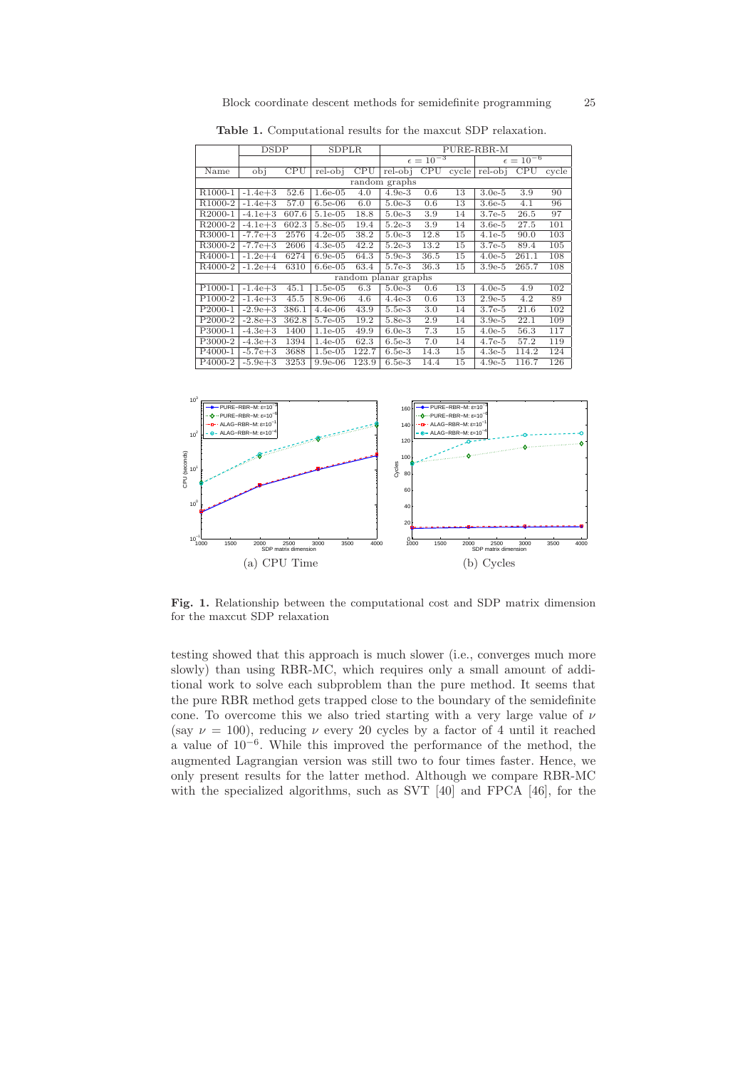**Table 1.** Computational results for the maxcut SDP relaxation.

| | DSDP | | SDPLR | | PURE-RBR-M | | | | | |
|---|---|---|---|---|---|---|---|---|---|---|
| | | | | | $\epsilon = 10^{-3}$ | | | $\epsilon = 10^{-6}$ | | |
| Name | obj | CPU | rel-obj | CPU | rel-obj | CPU | cycle | rel-obj | CPU | cycle |
| random graphs | | | | | | | | | | |
| R1000-1 | -1.4e+3 | 52.6 | 1.6e-05 | 4.0 | 4.9e-3 | 0.6 | 13 | 3.0e-5 | 3.9 | 90 |
| R1000-2 | -1.4e+3 | 57.0 | 6.5e-06 | 6.0 | 5.0e-3 | 0.6 | 13 | 3.6e-5 | 4.1 | 96 |
| R2000-1 | -4.1e+3 | 607.6 | 5.1e-05 | 18.8 | 5.0e-3 | 3.9 | 14 | 3.7e-5 | 26.5 | 97 |
| R2000-2 | -4.1e+3 | 602.3 | 5.8e-05 | 19.4 | 5.2e-3 | 3.9 | 14 | 3.6e-5 | 27.5 | 101 |
| R3000-1 | -7.7e+3 | 2576 | 4.2e-05 | 38.2 | 5.0e-3 | 12.8 | 15 | 4.1e-5 | 90.0 | 103 |
| R3000-2 | -7.7e+3 | 2606 | 4.3e-05 | 42.2 | 5.2e-3 | 13.2 | 15 | 3.7e-5 | 89.4 | 105 |
| R4000-1 | -1.2e+4 | 6274 | 6.9e-05 | 64.3 | 5.9e-3 | 36.5 | 15 | 4.0e-5 | 261.1 | 108 |
| R4000-2 | -1.2e+4 | 6310 | 6.6e-05 | 63.4 | 5.7e-3 | 36.3 | 15 | 3.9e-5 | 265.7 | 108 |
| random planar graphs | | | | | | | | | | |
| P1000-1 | -1.4e+3 | 45.1 | 1.5e-05 | 6.3 | 5.0e-3 | 0.6 | 13 | 4.0e-5 | 4.9 | 102 |
| P1000-2 | -1.4e+3 | 45.5 | 8.9e-06 | 4.6 | 4.4e-3 | 0.6 | 13 | 2.9e-5 | 4.2 | 89 |
| P2000-1 | -2.9e+3 | 386.1 | 4.4e-06 | 43.9 | 5.5e-3 | 3.0 | 14 | 3.7e-5 | 21.6 | 102 |
| P2000-2 | -2.8e+3 | 362.8 | 5.7e-05 | 19.2 | 5.8e-3 | 2.9 | 14 | 3.9e-5 | 22.1 | 109 |
| P3000-1 | -4.3e+3 | 1400 | 1.1e-05 | 49.9 | 6.0e-3 | 7.3 | 15 | 4.0e-5 | 56.3 | 117 |
| P3000-2 | -4.3e+3 | 1394 | 1.4e-05 | 62.3 | 6.5e-3 | 7.0 | 14 | 4.7e-5 | 57.2 | 119 |
| P4000-1 | -5.7e+3 | 3688 | 1.5e-05 | 122.7 | 6.5e-3 | 14.3 | 15 | 4.3e-5 | 114.2 | 124 |
| P4000-2 | -5.9e+3 | 3253 | 9.9e-06 | 123.9 | 6.5e-3 | 14.4 | 15 | 4.9e-5 | 116.7 | 126 |

(a) CPU Time

(b) Cycles

**Fig. 1.** Relationship between the computational cost and SDP matrix dimension for the maxcut SDP relaxation

testing showed that this approach is much slower (i.e., converges much more slowly) than using RBR-MC, which requires only a small amount of additional work to solve each subproblem than the pure method. It seems that the pure RBR method gets trapped close to the boundary of the semidefinite cone. To overcome this we also tried starting with a very large value of $\nu$ (say $\nu = 100$), reducing $\nu$ every 20 cycles by a factor of 4 until it reached a value of $10^{-6}$. While this improved the performance of the method, the augmented Lagrangian version was still two to four times faster. Hence, we only present results for the latter method. Although we compare RBR-MC with the specialized algorithms, such as SVT [40] and FPCA [46], for the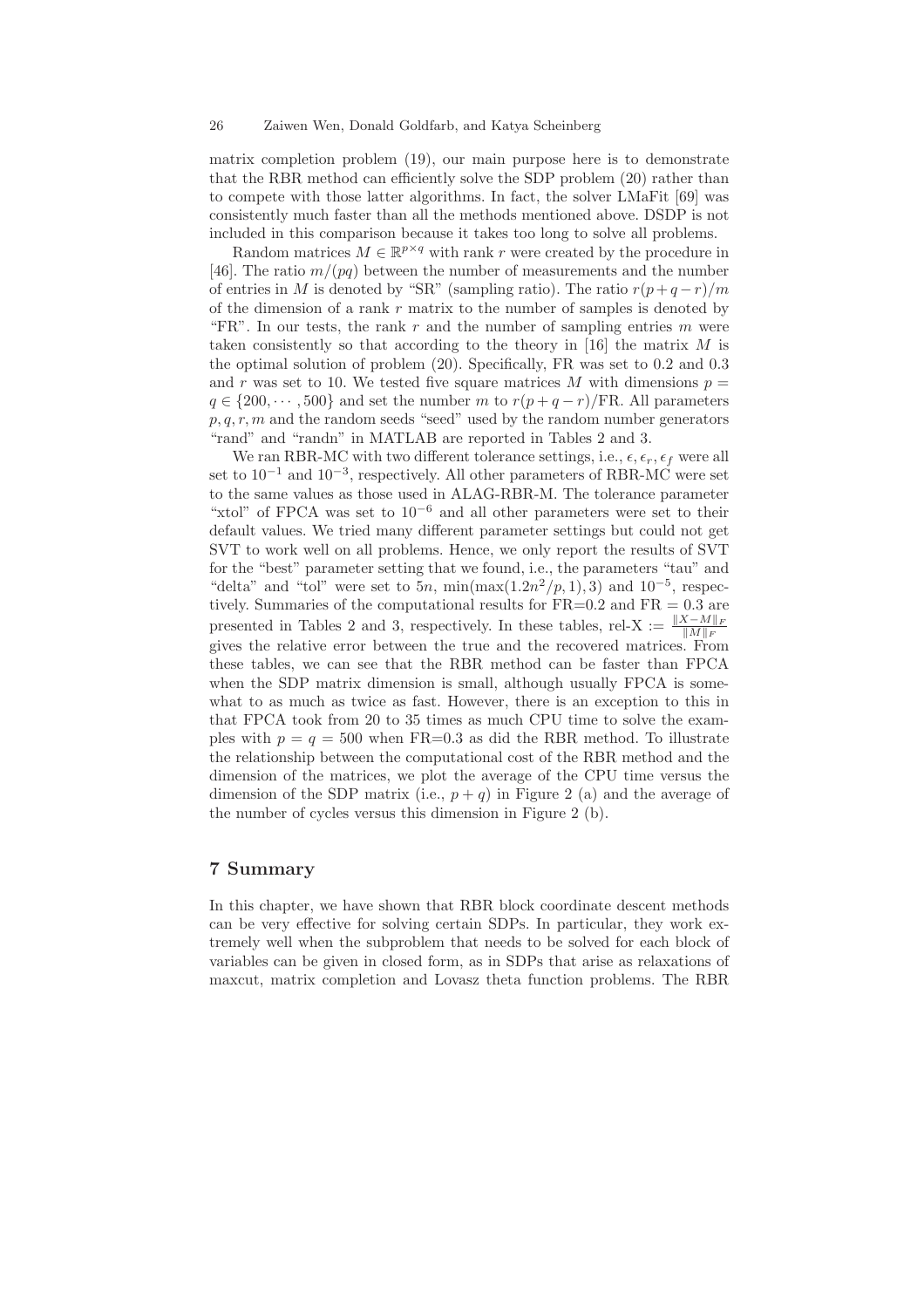matrix completion problem (19), our main purpose here is to demonstrate that the RBR method can efficiently solve the SDP problem (20) rather than to compete with those latter algorithms. In fact, the solver LMaFit [69] was consistently much faster than all the methods mentioned above. DSDP is not included in this comparison because it takes too long to solve all problems.

Random matrices $M \in \mathbb{R}^{p\times q}$ with rank $r$ were created by the procedure in [46]. The ratio $m/(pq)$ between the number of measurements and the number of entries in $M$ is denoted by "SR" (sampling ratio). The ratio $r(p+q-r)/m$ of the dimension of a rank $r$ matrix to the number of samples is denoted by "FR". In our tests, the rank $r$ and the number of sampling entries $m$ were taken consistently so that according to the theory in [16] the matrix $M$ is the optimal solution of problem (20). Specifically, FR was set to 0.2 and 0.3 and $r$ was set to 10. We tested five square matrices $M$ with dimensions $p = q \in \{200, \cdots, 500\}$ and set the number $m$ to $r(p+q-r)/\text{FR}$. All parameters $p, q, r, m$ and the random seeds "seed" used by the random number generators "rand" and "randn" in MATLAB are reported in Tables 2 and 3.

We ran RBR-MC with two different tolerance settings, i.e., $\epsilon, \epsilon_r, \epsilon_f$ were all set to $10^{-1}$ and $10^{-3}$, respectively. All other parameters of RBR-MC were set to the same values as those used in ALAG-RBR-M. The tolerance parameter "xtol" of FPCA was set to $10^{-6}$ and all other parameters were set to their default values. We tried many different parameter settings but could not get SVT to work well on all problems. Hence, we only report the results of SVT for the "best" parameter setting that we found, i.e., the parameters "tau" and "delta" and "tol" were set to $5n$, $\min(\max(1.2n^2/p, 1), 3)$ and $10^{-5}$, respectively. Summaries of the computational results for FR=0.2 and FR = 0.3 are presented in Tables 2 and 3, respectively. In these tables, rel-X $:= \frac{\|X-M\|_F}{\|M\|_F}$ gives the relative error between the true and the recovered matrices. From these tables, we can see that the RBR method can be faster than FPCA when the SDP matrix dimension is small, although usually FPCA is somewhat to as much as twice as fast. However, there is an exception to this in that FPCA took from 20 to 35 times as much CPU time to solve the examples with $p = q = 500$ when FR=0.3 as did the RBR method. To illustrate the relationship between the computational cost of the RBR method and the dimension of the matrices, we plot the average of the CPU time versus the dimension of the SDP matrix (i.e., $p + q$) in Figure 2 (a) and the average of the number of cycles versus this dimension in Figure 2 (b).

## 7 Summary

In this chapter, we have shown that RBR block coordinate descent methods can be very effective for solving certain SDPs. In particular, they work extremely well when the subproblem that needs to be solved for each block of variables can be given in closed form, as in SDPs that arise as relaxations of maxcut, matrix completion and Lovasz theta function problems. The RBR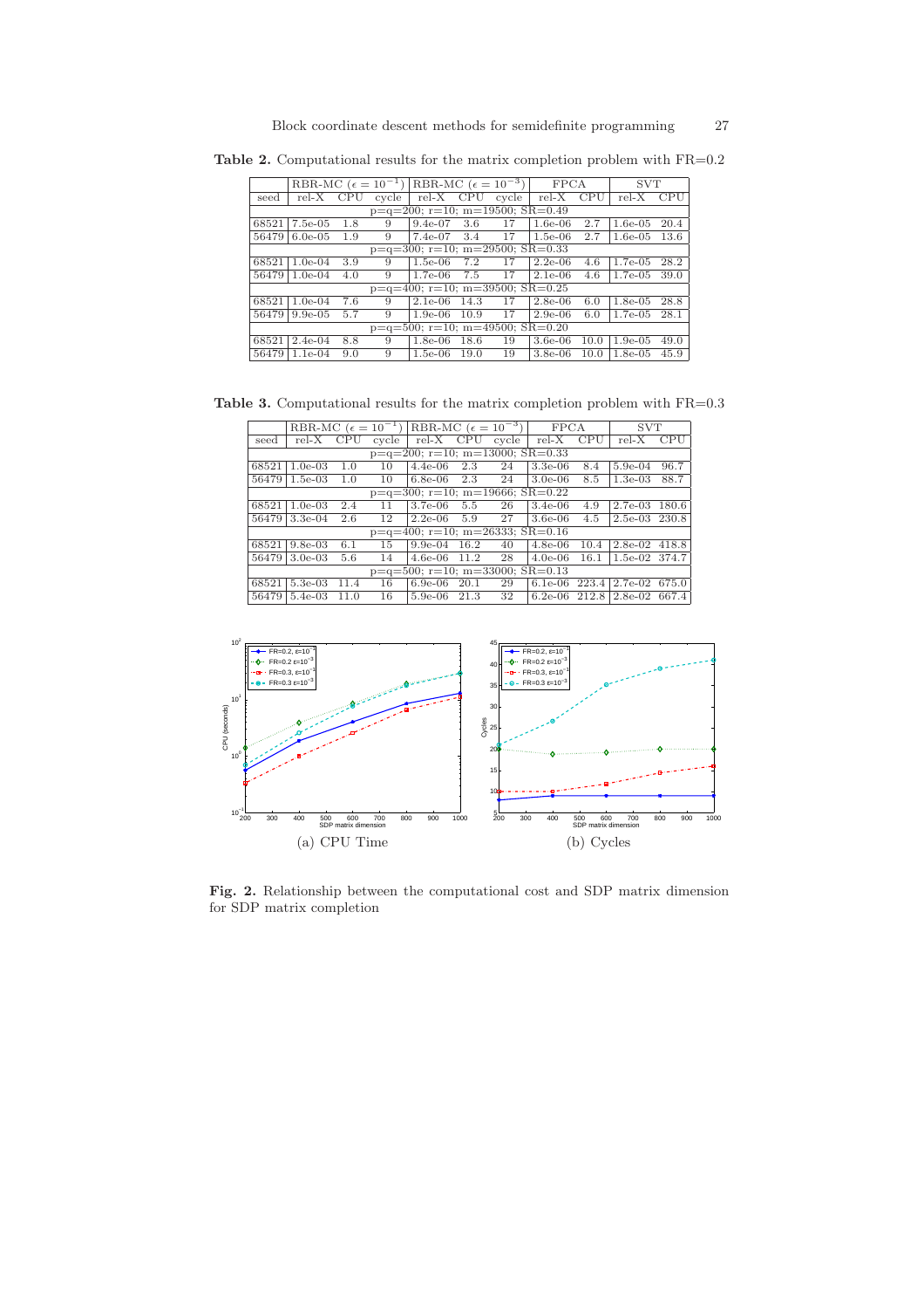**Table 2.** Computational results for the matrix completion problem with FR=0.2

| | RBR-MC ($\epsilon = 10^{-1}$) | | | RBR-MC ($\epsilon = 10^{-3}$) | | | FPCA | | SVT | |
|---|---|---|---|---|---|---|---|---|---|---|
| seed | rel-X | CPU | cycle | rel-X | CPU | cycle | rel-X | CPU | rel-X | CPU |
| p=q=200; r=10; m=19500; SR=0.49 | | | | | | | | | | |
| 68521 | 7.5e-05 | 1.8 | 9 | 9.4e-07 | 3.6 | 17 | 1.6e-06 | 2.7 | 1.6e-05 | 20.4 |
| 56479 | 6.0e-05 | 1.9 | 9 | 7.4e-07 | 3.4 | 17 | 1.5e-06 | 2.7 | 1.6e-05 | 13.6 |
| p=q=300; r=10; m=29500; SR=0.33 | | | | | | | | | | |
| 68521 | 1.0e-04 | 3.9 | 9 | 1.5e-06 | 7.2 | 17 | 2.2e-06 | 4.6 | 1.7e-05 | 28.2 |
| 56479 | 1.0e-04 | 4.0 | 9 | 1.7e-06 | 7.5 | 17 | 2.1e-06 | 4.6 | 1.7e-05 | 39.0 |
| p=q=400; r=10; m=39500; SR=0.25 | | | | | | | | | | |
| 68521 | 1.0e-04 | 7.6 | 9 | 2.1e-06 | 14.3 | 17 | 2.8e-06 | 6.0 | 1.8e-05 | 28.8 |
| 56479 | 9.9e-05 | 5.7 | 9 | 1.9e-06 | 10.9 | 17 | 2.9e-06 | 6.0 | 1.7e-05 | 28.1 |
| p=q=500; r=10; m=49500; SR=0.20 | | | | | | | | | | |
| 68521 | 2.4e-04 | 8.8 | 9 | 1.8e-06 | 18.6 | 19 | 3.6e-06 | 10.0 | 1.9e-05 | 49.0 |
| 56479 | 1.1e-04 | 9.0 | 9 | 1.5e-06 | 19.0 | 19 | 3.8e-06 | 10.0 | 1.8e-05 | 45.9 |

**Table 3.** Computational results for the matrix completion problem with FR=0.3

| | RBR-MC ($\epsilon = 10^{-1}$) | | | RBR-MC ($\epsilon = 10^{-3}$) | | | FPCA | | SVT | |
|---|---|---|---|---|---|---|---|---|---|---|
| seed | rel-X | CPU | cycle | rel-X | CPU | cycle | rel-X | CPU | rel-X | CPU |
| p=q=200; r=10; m=13000; SR=0.33 | | | | | | | | | | |
| 68521 | 1.0e-03 | 1.0 | 10 | 4.4e-06 | 2.3 | 24 | 3.3e-06 | 8.4 | 5.9e-04 | 96.7 |
| 56479 | 1.5e-03 | 1.0 | 10 | 6.8e-06 | 2.3 | 24 | 3.0e-06 | 8.5 | 1.3e-03 | 88.7 |
| p=q=300; r=10; m=19666; SR=0.22 | | | | | | | | | | |
| 68521 | 1.0e-03 | 2.4 | 11 | 3.7e-06 | 5.5 | 26 | 3.4e-06 | 4.9 | 2.7e-03 | 180.6 |
| 56479 | 3.3e-04 | 2.6 | 12 | 2.2e-06 | 5.9 | 27 | 3.6e-06 | 4.5 | 2.5e-03 | 230.8 |
| p=q=400; r=10; m=26333; SR=0.16 | | | | | | | | | | |
| 68521 | 9.8e-03 | 6.1 | 15 | 9.9e-04 | 16.2 | 40 | 4.8e-06 | 10.4 | 2.8e-02 | 418.8 |
| 56479 | 3.0e-03 | 5.6 | 14 | 4.6e-06 | 11.2 | 28 | 4.0e-06 | 16.1 | 1.5e-02 | 374.7 |
| p=q=500; r=10; m=33000; SR=0.13 | | | | | | | | | | |
| 68521 | 5.3e-03 | 11.4 | 16 | 6.9e-06 | 20.1 | 29 | 6.1e-06 | 223.4 | 2.7e-02 | 675.0 |
| 56479 | 5.4e-03 | 11.0 | 16 | 5.9e-06 | 21.3 | 32 | 6.2e-06 | 212.8 | 2.8e-02 | 667.4 |

(a) CPU Time

(b) Cycles

**Fig. 2.** Relationship between the computational cost and SDP matrix dimension for SDP matrix completion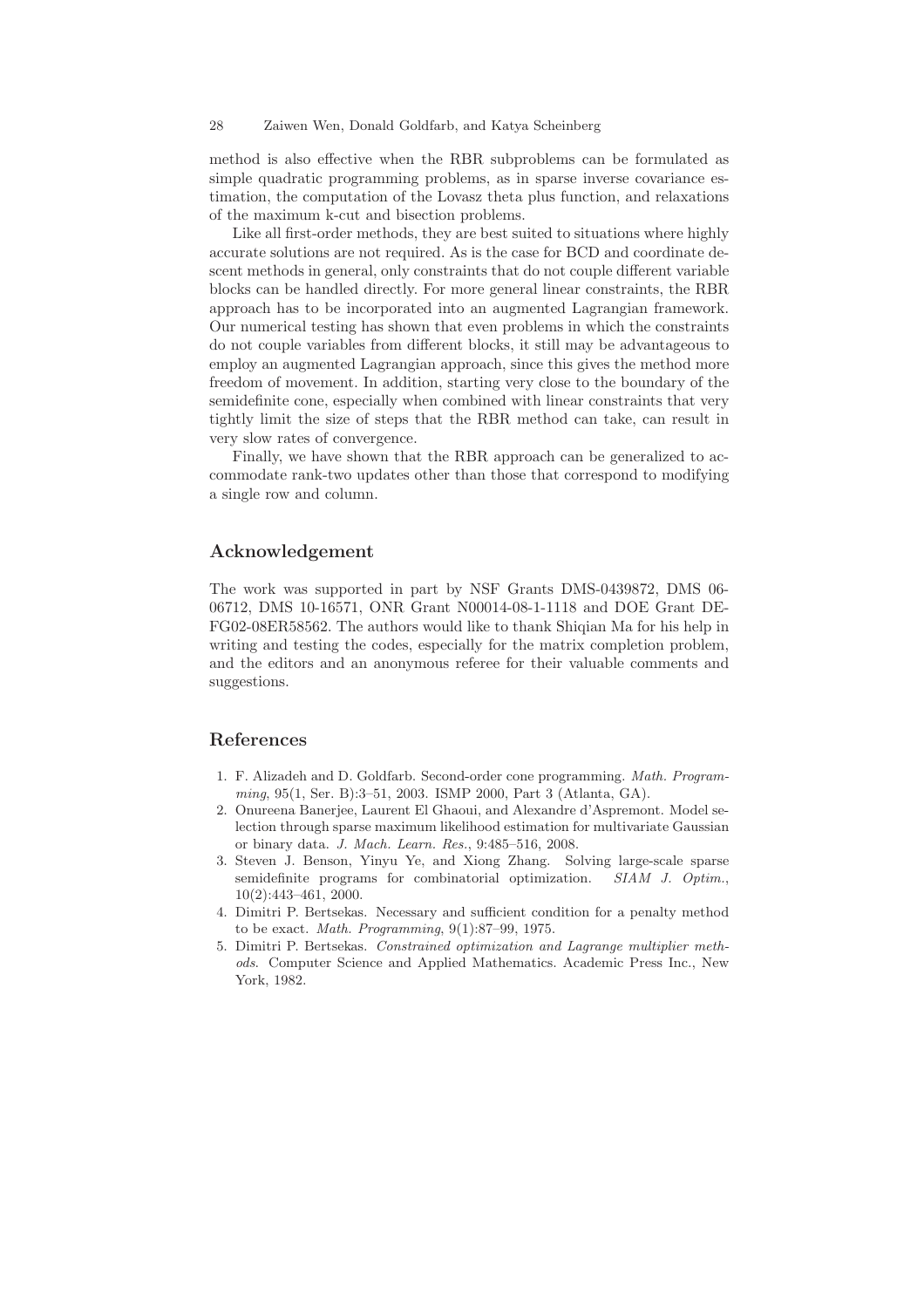method is also effective when the RBR subproblems can be formulated as simple quadratic programming problems, as in sparse inverse covariance estimation, the computation of the Lovasz theta plus function, and relaxations of the maximum k-cut and bisection problems.

Like all first-order methods, they are best suited to situations where highly accurate solutions are not required. As is the case for BCD and coordinate descent methods in general, only constraints that do not couple different variable blocks can be handled directly. For more general linear constraints, the RBR approach has to be incorporated into an augmented Lagrangian framework. Our numerical testing has shown that even problems in which the constraints do not couple variables from different blocks, it still may be advantageous to employ an augmented Lagrangian approach, since this gives the method more freedom of movement. In addition, starting very close to the boundary of the semidefinite cone, especially when combined with linear constraints that very tightly limit the size of steps that the RBR method can take, can result in very slow rates of convergence.

Finally, we have shown that the RBR approach can be generalized to accommodate rank-two updates other than those that correspond to modifying a single row and column.

## Acknowledgement

The work was supported in part by NSF Grants DMS-0439872, DMS 06-06712, DMS 10-16571, ONR Grant N00014-08-1-1118 and DOE Grant DE-FG02-08ER58562. The authors would like to thank Shiqian Ma for his help in writing and testing the codes, especially for the matrix completion problem, and the editors and an anonymous referee for their valuable comments and suggestions.

## References

1. F. Alizadeh and D. Goldfarb. Second-order cone programming. *Math. Programming*, 95(1, Ser. B):3–51, 2003. ISMP 2000, Part 3 (Atlanta, GA).
2. Onureena Banerjee, Laurent El Ghaoui, and Alexandre d'Aspremont. Model selection through sparse maximum likelihood estimation for multivariate Gaussian or binary data. *J. Mach. Learn. Res.*, 9:485–516, 2008.
3. Steven J. Benson, Yinyu Ye, and Xiong Zhang. Solving large-scale sparse semidefinite programs for combinatorial optimization. *SIAM J. Optim.*, 10(2):443–461, 2000.
4. Dimitri P. Bertsekas. Necessary and sufficient condition for a penalty method to be exact. *Math. Programming*, 9(1):87–99, 1975.
5. Dimitri P. Bertsekas. *Constrained optimization and Lagrange multiplier methods*. Computer Science and Applied Mathematics. Academic Press Inc., New York, 1982.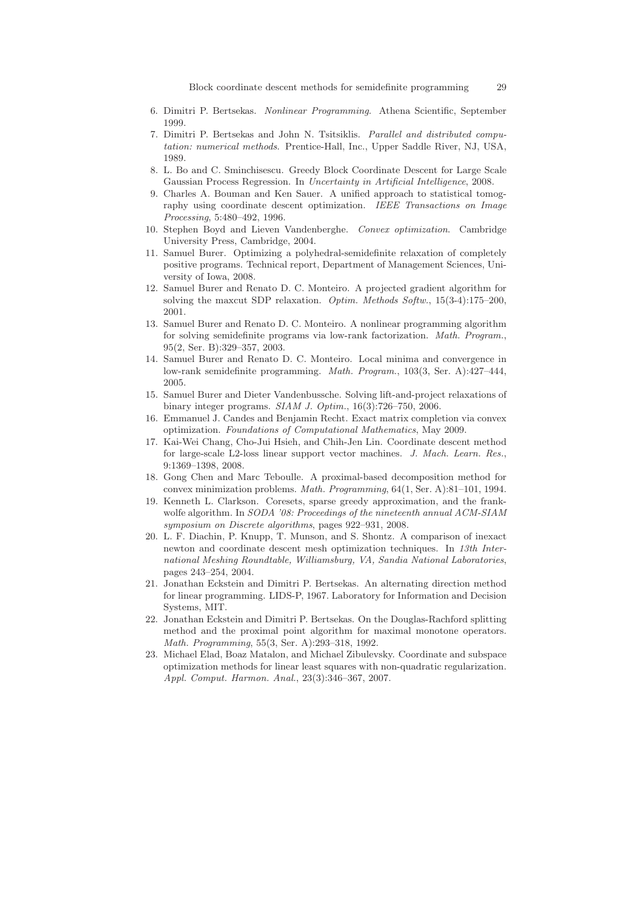6. Dimitri P. Bertsekas. *Nonlinear Programming*. Athena Scientific, September 1999.
7. Dimitri P. Bertsekas and John N. Tsitsiklis. *Parallel and distributed computation: numerical methods*. Prentice-Hall, Inc., Upper Saddle River, NJ, USA, 1989.
8. L. Bo and C. Sminchisescu. Greedy Block Coordinate Descent for Large Scale Gaussian Process Regression. In *Uncertainty in Artificial Intelligence*, 2008.
9. Charles A. Bouman and Ken Sauer. A unified approach to statistical tomography using coordinate descent optimization. *IEEE Transactions on Image Processing*, 5:480–492, 1996.
10. Stephen Boyd and Lieven Vandenberghe. *Convex optimization*. Cambridge University Press, Cambridge, 2004.
11. Samuel Burer. Optimizing a polyhedral-semidefinite relaxation of completely positive programs. Technical report, Department of Management Sciences, University of Iowa, 2008.
12. Samuel Burer and Renato D. C. Monteiro. A projected gradient algorithm for solving the maxcut SDP relaxation. *Optim. Methods Softw.*, 15(3-4):175–200, 2001.
13. Samuel Burer and Renato D. C. Monteiro. A nonlinear programming algorithm for solving semidefinite programs via low-rank factorization. *Math. Program.*, 95(2, Ser. B):329–357, 2003.
14. Samuel Burer and Renato D. C. Monteiro. Local minima and convergence in low-rank semidefinite programming. *Math. Program.*, 103(3, Ser. A):427–444, 2005.
15. Samuel Burer and Dieter Vandenbussche. Solving lift-and-project relaxations of binary integer programs. *SIAM J. Optim.*, 16(3):726–750, 2006.
16. Emmanuel J. Candes and Benjamin Recht. Exact matrix completion via convex optimization. *Foundations of Computational Mathematics*, May 2009.
17. Kai-Wei Chang, Cho-Jui Hsieh, and Chih-Jen Lin. Coordinate descent method for large-scale L2-loss linear support vector machines. *J. Mach. Learn. Res.*, 9:1369–1398, 2008.
18. Gong Chen and Marc Teboulle. A proximal-based decomposition method for convex minimization problems. *Math. Programming*, 64(1, Ser. A):81–101, 1994.
19. Kenneth L. Clarkson. Coresets, sparse greedy approximation, and the frank-wolfe algorithm. In *SODA '08: Proceedings of the nineteenth annual ACM-SIAM symposium on Discrete algorithms*, pages 922–931, 2008.
20. L. F. Diachin, P. Knupp, T. Munson, and S. Shontz. A comparison of inexact newton and coordinate descent mesh optimization techniques. In *13th International Meshing Roundtable, Williamsburg, VA, Sandia National Laboratories*, pages 243–254, 2004.
21. Jonathan Eckstein and Dimitri P. Bertsekas. An alternating direction method for linear programming. LIDS-P, 1967. Laboratory for Information and Decision Systems, MIT.
22. Jonathan Eckstein and Dimitri P. Bertsekas. On the Douglas-Rachford splitting method and the proximal point algorithm for maximal monotone operators. *Math. Programming*, 55(3, Ser. A):293–318, 1992.
23. Michael Elad, Boaz Matalon, and Michael Zibulevsky. Coordinate and subspace optimization methods for linear least squares with non-quadratic regularization. *Appl. Comput. Harmon. Anal.*, 23(3):346–367, 2007.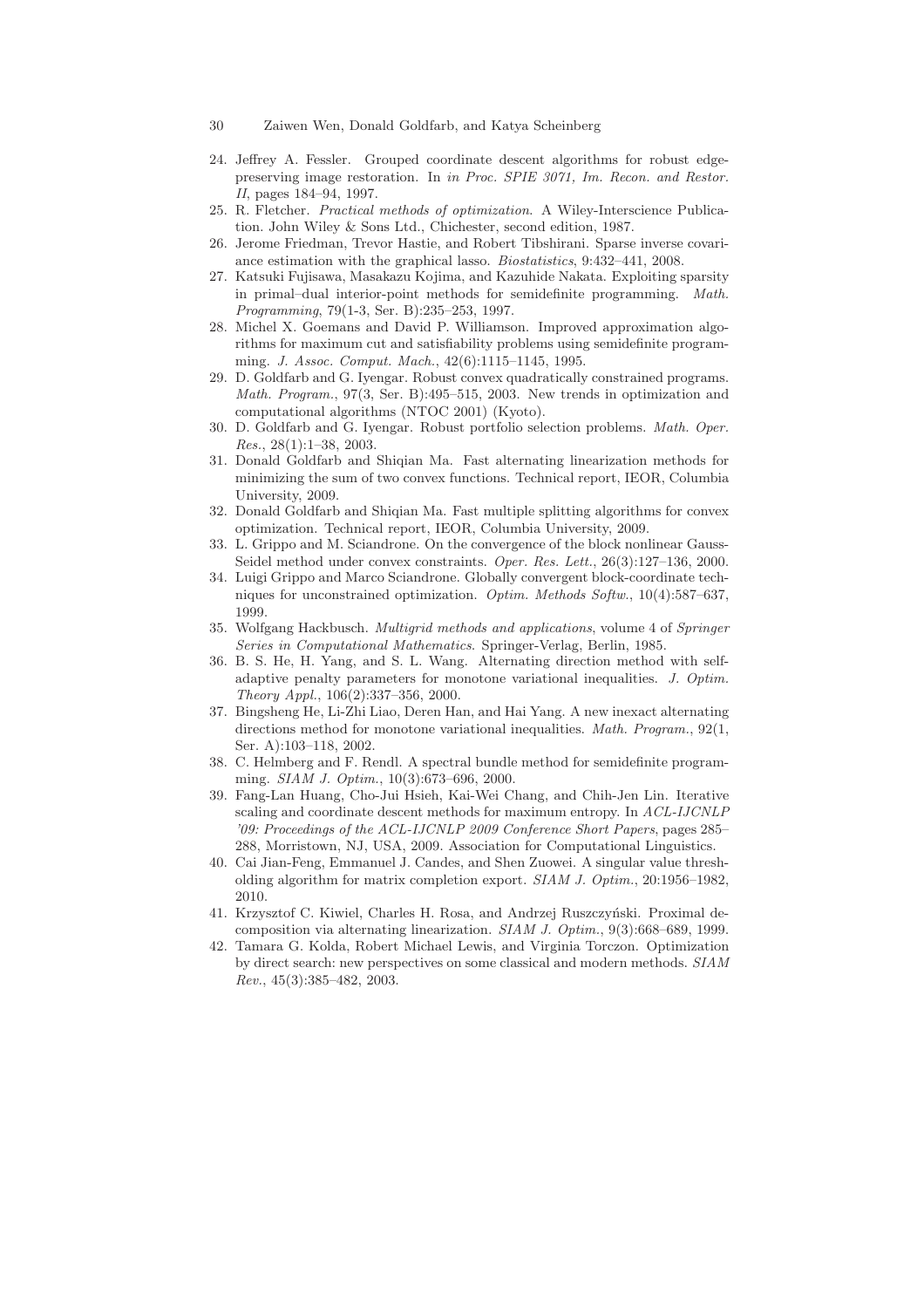24. Jeffrey A. Fessler. Grouped coordinate descent algorithms for robust edge-preserving image restoration. In *in Proc. SPIE 3071, Im. Recon. and Restor. II*, pages 184–94, 1997.
25. R. Fletcher. *Practical methods of optimization*. A Wiley-Interscience Publication. John Wiley & Sons Ltd., Chichester, second edition, 1987.
26. Jerome Friedman, Trevor Hastie, and Robert Tibshirani. Sparse inverse covariance estimation with the graphical lasso. *Biostatistics*, 9:432–441, 2008.
27. Katsuki Fujisawa, Masakazu Kojima, and Kazuhide Nakata. Exploiting sparsity in primal–dual interior-point methods for semidefinite programming. *Math. Programming*, 79(1-3, Ser. B):235–253, 1997.
28. Michel X. Goemans and David P. Williamson. Improved approximation algorithms for maximum cut and satisfiability problems using semidefinite programming. *J. Assoc. Comput. Mach.*, 42(6):1115–1145, 1995.
29. D. Goldfarb and G. Iyengar. Robust convex quadratically constrained programs. *Math. Program.*, 97(3, Ser. B):495–515, 2003. New trends in optimization and computational algorithms (NTOC 2001) (Kyoto).
30. D. Goldfarb and G. Iyengar. Robust portfolio selection problems. *Math. Oper. Res.*, 28(1):1–38, 2003.
31. Donald Goldfarb and Shiqian Ma. Fast alternating linearization methods for minimizing the sum of two convex functions. Technical report, IEOR, Columbia University, 2009.
32. Donald Goldfarb and Shiqian Ma. Fast multiple splitting algorithms for convex optimization. Technical report, IEOR, Columbia University, 2009.
33. L. Grippo and M. Sciandrone. On the convergence of the block nonlinear Gauss-Seidel method under convex constraints. *Oper. Res. Lett.*, 26(3):127–136, 2000.
34. Luigi Grippo and Marco Sciandrone. Globally convergent block-coordinate techniques for unconstrained optimization. *Optim. Methods Softw.*, 10(4):587–637, 1999.
35. Wolfgang Hackbusch. *Multigrid methods and applications*, volume 4 of *Springer Series in Computational Mathematics*. Springer-Verlag, Berlin, 1985.
36. B. S. He, H. Yang, and S. L. Wang. Alternating direction method with self-adaptive penalty parameters for monotone variational inequalities. *J. Optim. Theory Appl.*, 106(2):337–356, 2000.
37. Bingsheng He, Li-Zhi Liao, Deren Han, and Hai Yang. A new inexact alternating directions method for monotone variational inequalities. *Math. Program.*, 92(1, Ser. A):103–118, 2002.
38. C. Helmberg and F. Rendl. A spectral bundle method for semidefinite programming. *SIAM J. Optim.*, 10(3):673–696, 2000.
39. Fang-Lan Huang, Cho-Jui Hsieh, Kai-Wei Chang, and Chih-Jen Lin. Iterative scaling and coordinate descent methods for maximum entropy. In *ACL-IJCNLP '09: Proceedings of the ACL-IJCNLP 2009 Conference Short Papers*, pages 285–288, Morristown, NJ, USA, 2009. Association for Computational Linguistics.
40. Cai Jian-Feng, Emmanuel J. Candes, and Shen Zuowei. A singular value thresholding algorithm for matrix completion export. *SIAM J. Optim.*, 20:1956–1982, 2010.
41. Krzysztof C. Kiwiel, Charles H. Rosa, and Andrzej Ruszczyński. Proximal decomposition via alternating linearization. *SIAM J. Optim.*, 9(3):668–689, 1999.
42. Tamara G. Kolda, Robert Michael Lewis, and Virginia Torczon. Optimization by direct search: new perspectives on some classical and modern methods. *SIAM Rev.*, 45(3):385–482, 2003.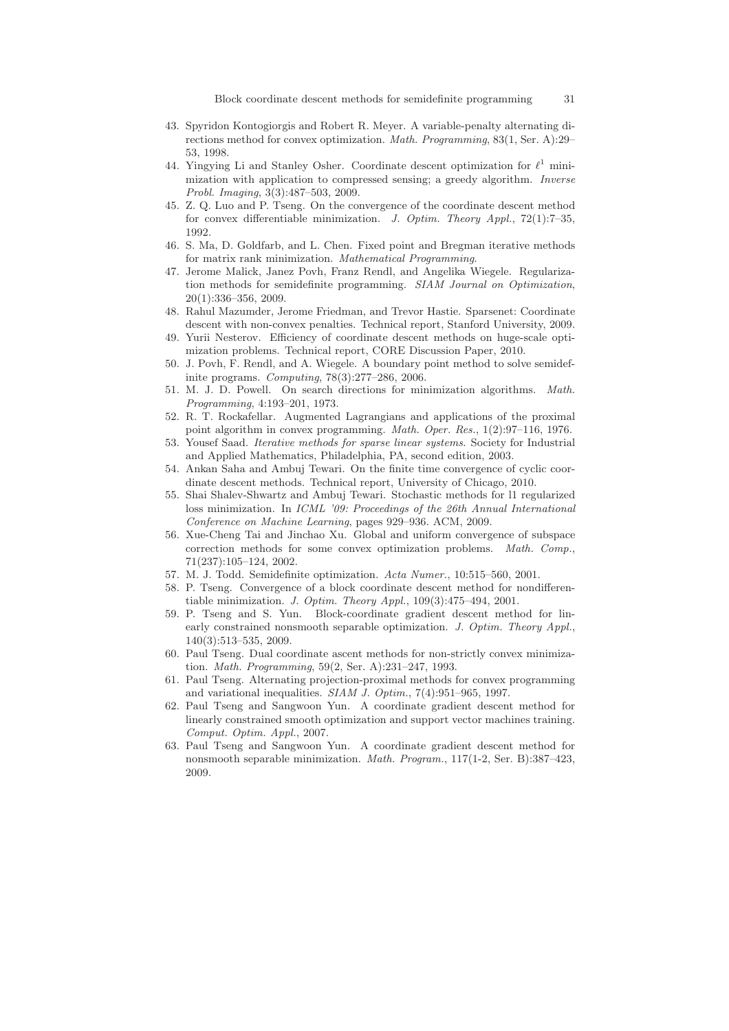43. Spyridon Kontogiorgis and Robert R. Meyer. A variable-penalty alternating directions method for convex optimization. *Math. Programming*, 83(1, Ser. A):29–53, 1998.
44. Yingying Li and Stanley Osher. Coordinate descent optimization for $\ell^1$ minimization with application to compressed sensing; a greedy algorithm. *Inverse Probl. Imaging*, 3(3):487–503, 2009.
45. Z. Q. Luo and P. Tseng. On the convergence of the coordinate descent method for convex differentiable minimization. *J. Optim. Theory Appl.*, 72(1):7–35, 1992.
46. S. Ma, D. Goldfarb, and L. Chen. Fixed point and Bregman iterative methods for matrix rank minimization. *Mathematical Programming*.
47. Jerome Malick, Janez Povh, Franz Rendl, and Angelika Wiegele. Regularization methods for semidefinite programming. *SIAM Journal on Optimization*, 20(1):336–356, 2009.
48. Rahul Mazumder, Jerome Friedman, and Trevor Hastie. Sparsenet: Coordinate descent with non-convex penalties. Technical report, Stanford University, 2009.
49. Yurii Nesterov. Efficiency of coordinate descent methods on huge-scale optimization problems. Technical report, CORE Discussion Paper, 2010.
50. J. Povh, F. Rendl, and A. Wiegele. A boundary point method to solve semidefinite programs. *Computing*, 78(3):277–286, 2006.
51. M. J. D. Powell. On search directions for minimization algorithms. *Math. Programming*, 4:193–201, 1973.
52. R. T. Rockafellar. Augmented Lagrangians and applications of the proximal point algorithm in convex programming. *Math. Oper. Res.*, 1(2):97–116, 1976.
53. Yousef Saad. *Iterative methods for sparse linear systems*. Society for Industrial and Applied Mathematics, Philadelphia, PA, second edition, 2003.
54. Ankan Saha and Ambuj Tewari. On the finite time convergence of cyclic coordinate descent methods. Technical report, University of Chicago, 2010.
55. Shai Shalev-Shwartz and Ambuj Tewari. Stochastic methods for l1 regularized loss minimization. In *ICML '09: Proceedings of the 26th Annual International Conference on Machine Learning*, pages 929–936. ACM, 2009.
56. Xue-Cheng Tai and Jinchao Xu. Global and uniform convergence of subspace correction methods for some convex optimization problems. *Math. Comp.*, 71(237):105–124, 2002.
57. M. J. Todd. Semidefinite optimization. *Acta Numer.*, 10:515–560, 2001.
58. P. Tseng. Convergence of a block coordinate descent method for nondifferentiable minimization. *J. Optim. Theory Appl.*, 109(3):475–494, 2001.
59. P. Tseng and S. Yun. Block-coordinate gradient descent method for linearly constrained nonsmooth separable optimization. *J. Optim. Theory Appl.*, 140(3):513–535, 2009.
60. Paul Tseng. Dual coordinate ascent methods for non-strictly convex minimization. *Math. Programming*, 59(2, Ser. A):231–247, 1993.
61. Paul Tseng. Alternating projection-proximal methods for convex programming and variational inequalities. *SIAM J. Optim.*, 7(4):951–965, 1997.
62. Paul Tseng and Sangwoon Yun. A coordinate gradient descent method for linearly constrained smooth optimization and support vector machines training. *Comput. Optim. Appl.*, 2007.
63. Paul Tseng and Sangwoon Yun. A coordinate gradient descent method for nonsmooth separable minimization. *Math. Program.*, 117(1-2, Ser. B):387–423, 2009.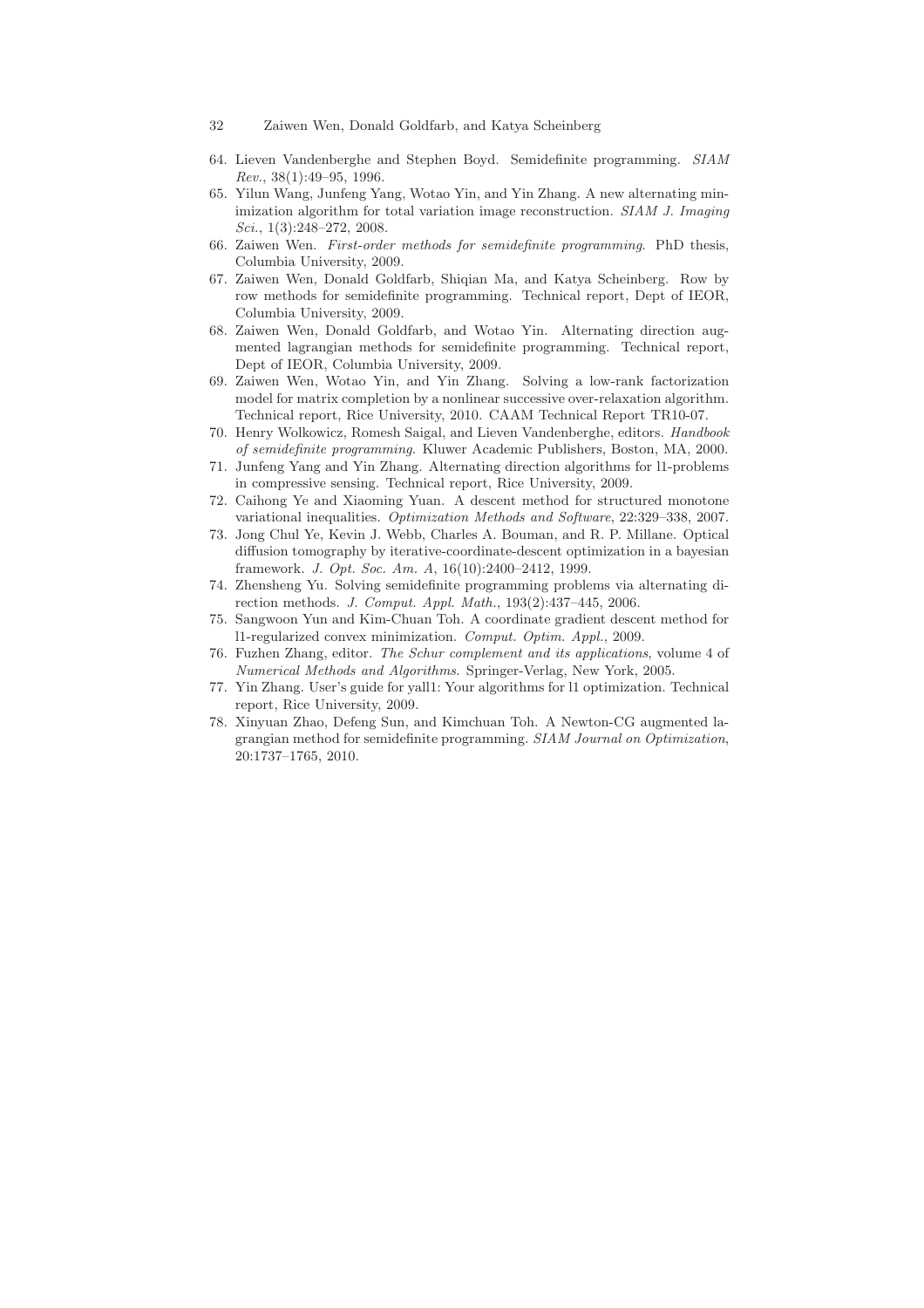64. Lieven Vandenberghe and Stephen Boyd. Semidefinite programming. *SIAM Rev.*, 38(1):49–95, 1996.
65. Yilun Wang, Junfeng Yang, Wotao Yin, and Yin Zhang. A new alternating minimization algorithm for total variation image reconstruction. *SIAM J. Imaging Sci.*, 1(3):248–272, 2008.
66. Zaiwen Wen. *First-order methods for semidefinite programming*. PhD thesis, Columbia University, 2009.
67. Zaiwen Wen, Donald Goldfarb, Shiqian Ma, and Katya Scheinberg. Row by row methods for semidefinite programming. Technical report, Dept of IEOR, Columbia University, 2009.
68. Zaiwen Wen, Donald Goldfarb, and Wotao Yin. Alternating direction augmented lagrangian methods for semidefinite programming. Technical report, Dept of IEOR, Columbia University, 2009.
69. Zaiwen Wen, Wotao Yin, and Yin Zhang. Solving a low-rank factorization model for matrix completion by a nonlinear successive over-relaxation algorithm. Technical report, Rice University, 2010. CAAM Technical Report TR10-07.
70. Henry Wolkowicz, Romesh Saigal, and Lieven Vandenberghe, editors. *Handbook of semidefinite programming*. Kluwer Academic Publishers, Boston, MA, 2000.
71. Junfeng Yang and Yin Zhang. Alternating direction algorithms for l1-problems in compressive sensing. Technical report, Rice University, 2009.
72. Caihong Ye and Xiaoming Yuan. A descent method for structured monotone variational inequalities. *Optimization Methods and Software*, 22:329–338, 2007.
73. Jong Chul Ye, Kevin J. Webb, Charles A. Bouman, and R. P. Millane. Optical diffusion tomography by iterative-coordinate-descent optimization in a bayesian framework. *J. Opt. Soc. Am. A*, 16(10):2400–2412, 1999.
74. Zhensheng Yu. Solving semidefinite programming problems via alternating direction methods. *J. Comput. Appl. Math.*, 193(2):437–445, 2006.
75. Sangwoon Yun and Kim-Chuan Toh. A coordinate gradient descent method for l1-regularized convex minimization. *Comput. Optim. Appl.*, 2009.
76. Fuzhen Zhang, editor. *The Schur complement and its applications*, volume 4 of *Numerical Methods and Algorithms*. Springer-Verlag, New York, 2005.
77. Yin Zhang. User's guide for yall1: Your algorithms for l1 optimization. Technical report, Rice University, 2009.
78. Xinyuan Zhao, Defeng Sun, and Kimchuan Toh. A Newton-CG augmented lagrangian method for semidefinite programming. *SIAM Journal on Optimization*, 20:1737–1765, 2010.